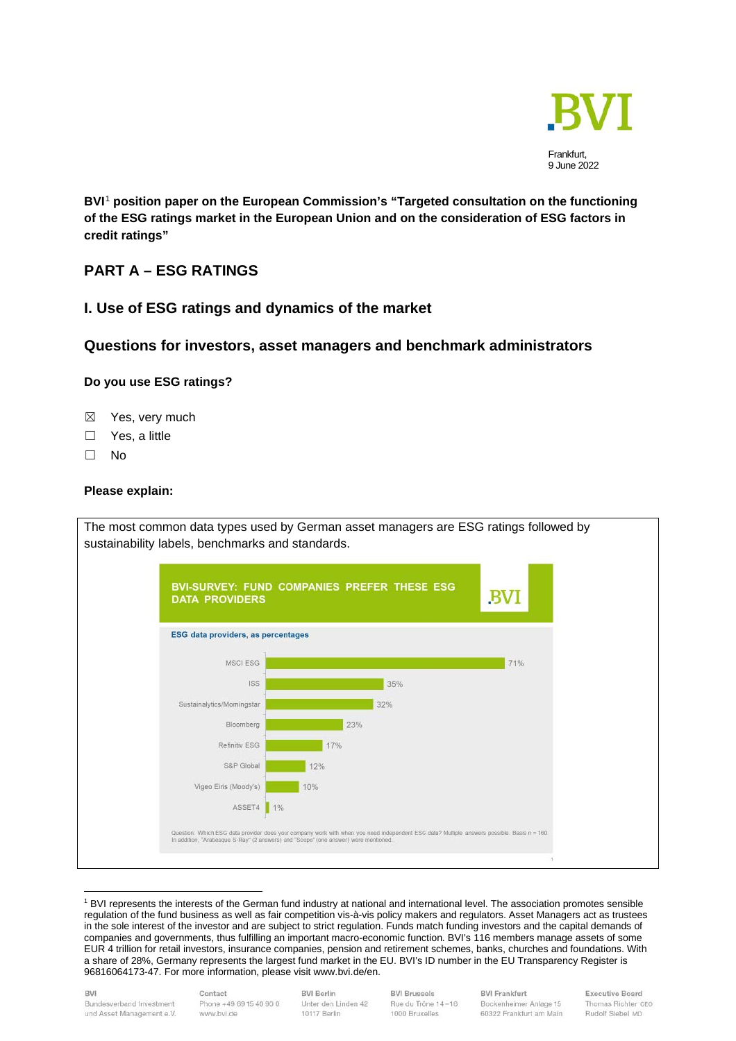Frankfurt,
9 June 2022

**BVI[1] position paper on the European Commission's "Targeted consultation on the functioning of the ESG ratings market in the European Union and on the consideration of ESG factors in credit ratings"**

# PART A – ESG RATINGS

## I. Use of ESG ratings and dynamics of the market

## Questions for investors, asset managers and benchmark administrators

### Do you use ESG ratings?

- ☒ Yes, very much
- ☐ Yes, a little
- ☐ No

### Please explain:

The most common data types used by German asset managers are ESG ratings followed by sustainability labels, benchmarks and standards.

**BVI-SURVEY: FUND COMPANIES PREFER THESE ESG DATA PROVIDERS**

ESG data providers, as percentages

| Provider | Percentage |
|---|---|
| MSCI ESG | 71% |
| ISS | 35% |
| Sustainalytics/Morningstar | 32% |
| Bloomberg | 23% |
| Refinitiv ESG | 17% |
| S&P Global | 12% |
| Vigeo Eiris (Moody's) | 10% |
| ASSET4 | 1% |

Question: Which ESG data provider does your company work with when you need independent ESG data? Multiple answers possible. Basis n = 160. In addition, "Arabesque S-Ray" (2 answers) and "Scope" (one answer) were mentioned.

---

[1] BVI represents the interests of the German fund industry at national and international level. The association promotes sensible regulation of the fund business as well as fair competition vis-à-vis policy makers and regulators. Asset Managers act as trustees in the sole interest of the investor and are subject to strict regulation. Funds match funding investors and the capital demands of companies and governments, thus fulfilling an important macro-economic function. BVI's 116 members manage assets of some EUR 4 trillion for retail investors, insurance companies, pension and retirement schemes, banks, churches and foundations. With a share of 28%, Germany represents the largest fund market in the EU. BVI's ID number in the EU Transparency Register is 96816064173-47. For more information, please visit www.bvi.de/en.

BVI Bundesverband Investment und Asset Management e.V. | Contact Phone +49 69 15 40 90 0 www.bvi.de | BVI Berlin Unter den Linden 42 10117 Berlin | BVI Brussels Rue du Trône 14-16 1000 Bruxelles | BVI Frankfurt Bockenheimer Anlage 15 60322 Frankfurt am Main | Executive Board Thomas Richter CEO Rudolf Siebel MD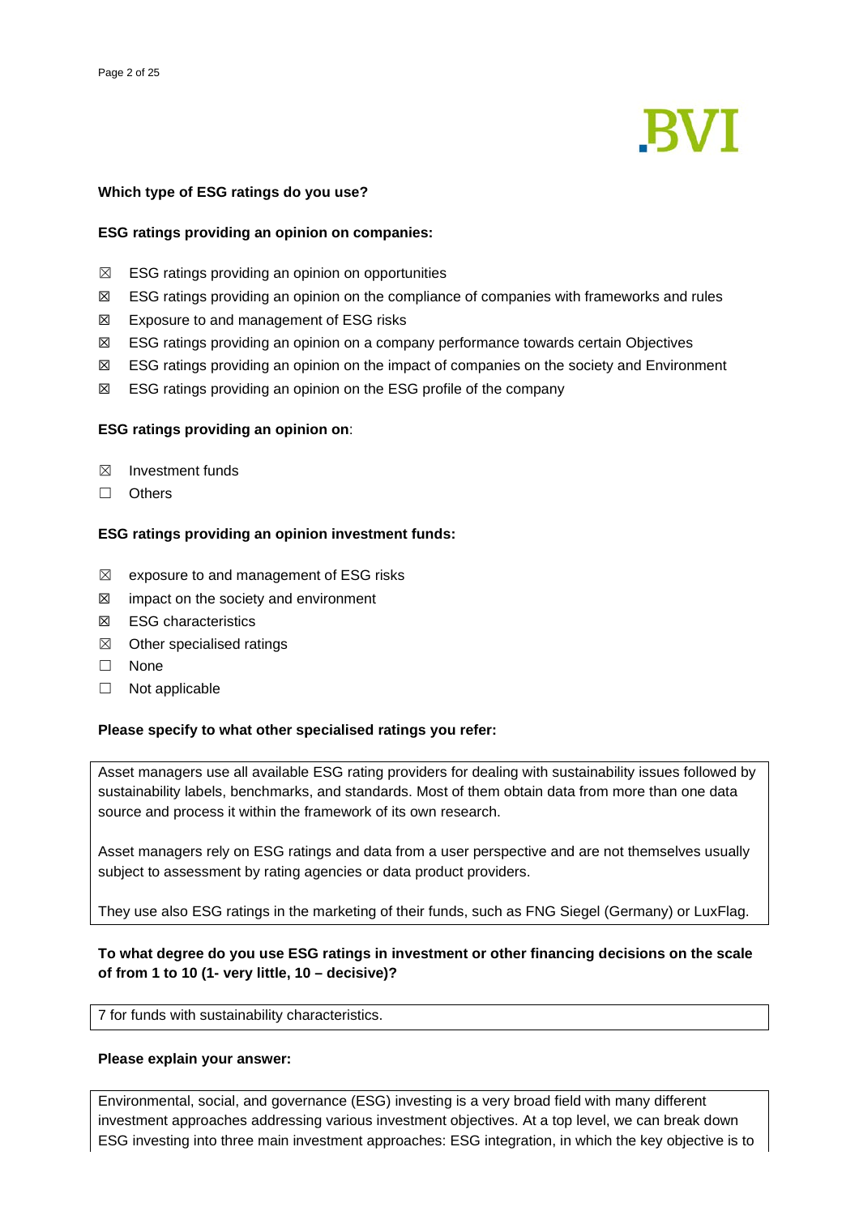**Which type of ESG ratings do you use?**

**ESG ratings providing an opinion on companies:**

- ☒ ESG ratings providing an opinion on opportunities
- ☒ ESG ratings providing an opinion on the compliance of companies with frameworks and rules
- ☒ Exposure to and management of ESG risks
- ☒ ESG ratings providing an opinion on a company performance towards certain Objectives
- ☒ ESG ratings providing an opinion on the impact of companies on the society and Environment
- ☒ ESG ratings providing an opinion on the ESG profile of the company

**ESG ratings providing an opinion on**:

- ☒ Investment funds
- ☐ Others

**ESG ratings providing an opinion investment funds:**

- ☒ exposure to and management of ESG risks
- ☒ impact on the society and environment
- ☒ ESG characteristics
- ☒ Other specialised ratings
- ☐ None
- ☐ Not applicable

**Please specify to what other specialised ratings you refer:**

Asset managers use all available ESG rating providers for dealing with sustainability issues followed by sustainability labels, benchmarks, and standards. Most of them obtain data from more than one data source and process it within the framework of its own research.

Asset managers rely on ESG ratings and data from a user perspective and are not themselves usually subject to assessment by rating agencies or data product providers.

They use also ESG ratings in the marketing of their funds, such as FNG Siegel (Germany) or LuxFlag.

**To what degree do you use ESG ratings in investment or other financing decisions on the scale of from 1 to 10 (1- very little, 10 – decisive)?**

7 for funds with sustainability characteristics.

**Please explain your answer:**

Environmental, social, and governance (ESG) investing is a very broad field with many different investment approaches addressing various investment objectives. At a top level, we can break down ESG investing into three main investment approaches: ESG integration, in which the key objective is to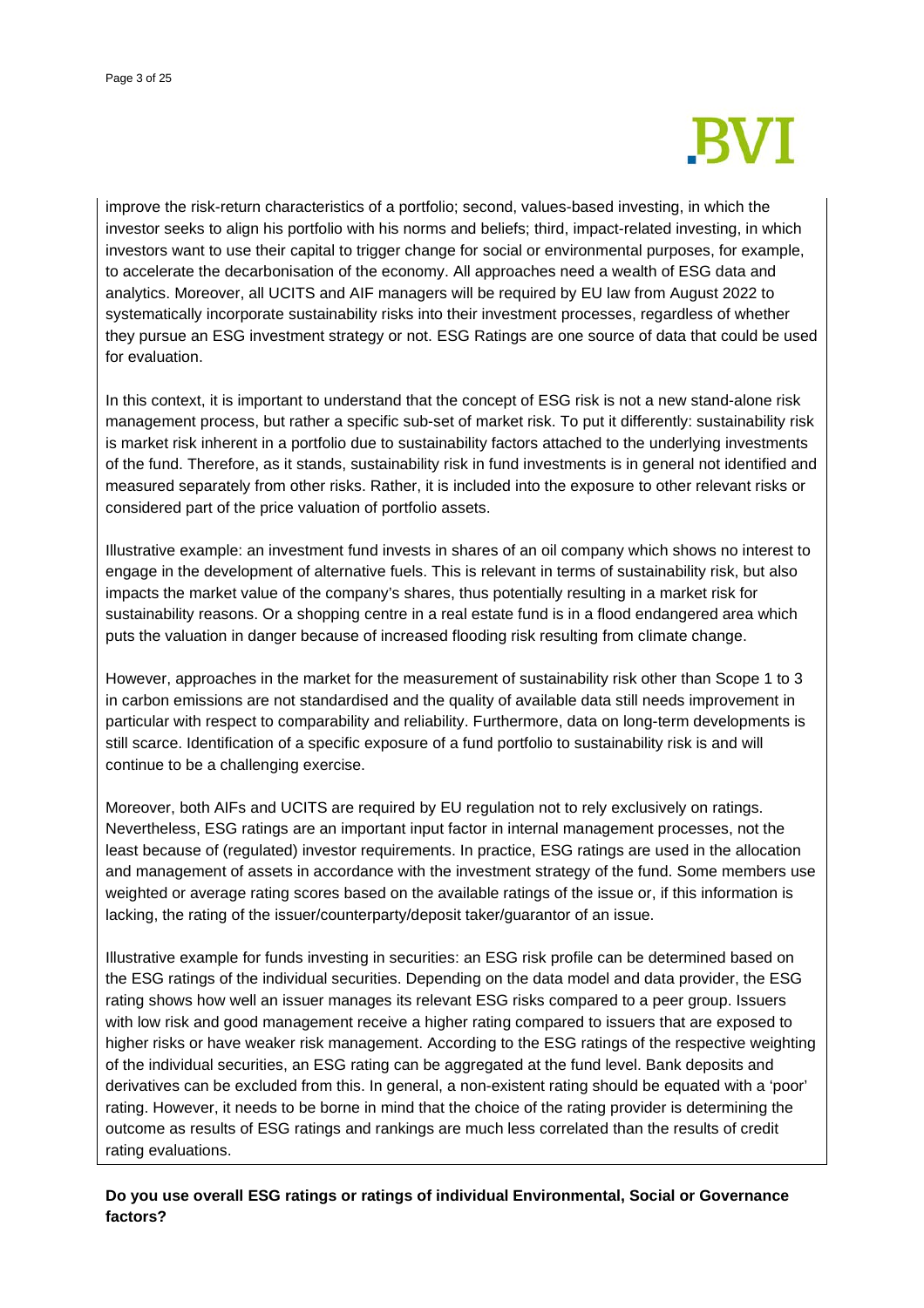improve the risk-return characteristics of a portfolio; second, values-based investing, in which the investor seeks to align his portfolio with his norms and beliefs; third, impact-related investing, in which investors want to use their capital to trigger change for social or environmental purposes, for example, to accelerate the decarbonisation of the economy. All approaches need a wealth of ESG data and analytics. Moreover, all UCITS and AIF managers will be required by EU law from August 2022 to systematically incorporate sustainability risks into their investment processes, regardless of whether they pursue an ESG investment strategy or not. ESG Ratings are one source of data that could be used for evaluation.

In this context, it is important to understand that the concept of ESG risk is not a new stand-alone risk management process, but rather a specific sub-set of market risk. To put it differently: sustainability risk is market risk inherent in a portfolio due to sustainability factors attached to the underlying investments of the fund. Therefore, as it stands, sustainability risk in fund investments is in general not identified and measured separately from other risks. Rather, it is included into the exposure to other relevant risks or considered part of the price valuation of portfolio assets.

Illustrative example: an investment fund invests in shares of an oil company which shows no interest to engage in the development of alternative fuels. This is relevant in terms of sustainability risk, but also impacts the market value of the company's shares, thus potentially resulting in a market risk for sustainability reasons. Or a shopping centre in a real estate fund is in a flood endangered area which puts the valuation in danger because of increased flooding risk resulting from climate change.

However, approaches in the market for the measurement of sustainability risk other than Scope 1 to 3 in carbon emissions are not standardised and the quality of available data still needs improvement in particular with respect to comparability and reliability. Furthermore, data on long-term developments is still scarce. Identification of a specific exposure of a fund portfolio to sustainability risk is and will continue to be a challenging exercise.

Moreover, both AIFs and UCITS are required by EU regulation not to rely exclusively on ratings. Nevertheless, ESG ratings are an important input factor in internal management processes, not the least because of (regulated) investor requirements. In practice, ESG ratings are used in the allocation and management of assets in accordance with the investment strategy of the fund. Some members use weighted or average rating scores based on the available ratings of the issue or, if this information is lacking, the rating of the issuer/counterparty/deposit taker/guarantor of an issue.

Illustrative example for funds investing in securities: an ESG risk profile can be determined based on the ESG ratings of the individual securities. Depending on the data model and data provider, the ESG rating shows how well an issuer manages its relevant ESG risks compared to a peer group. Issuers with low risk and good management receive a higher rating compared to issuers that are exposed to higher risks or have weaker risk management. According to the ESG ratings of the respective weighting of the individual securities, an ESG rating can be aggregated at the fund level. Bank deposits and derivatives can be excluded from this. In general, a non-existent rating should be equated with a 'poor' rating. However, it needs to be borne in mind that the choice of the rating provider is determining the outcome as results of ESG ratings and rankings are much less correlated than the results of credit rating evaluations.

**Do you use overall ESG ratings or ratings of individual Environmental, Social or Governance factors?**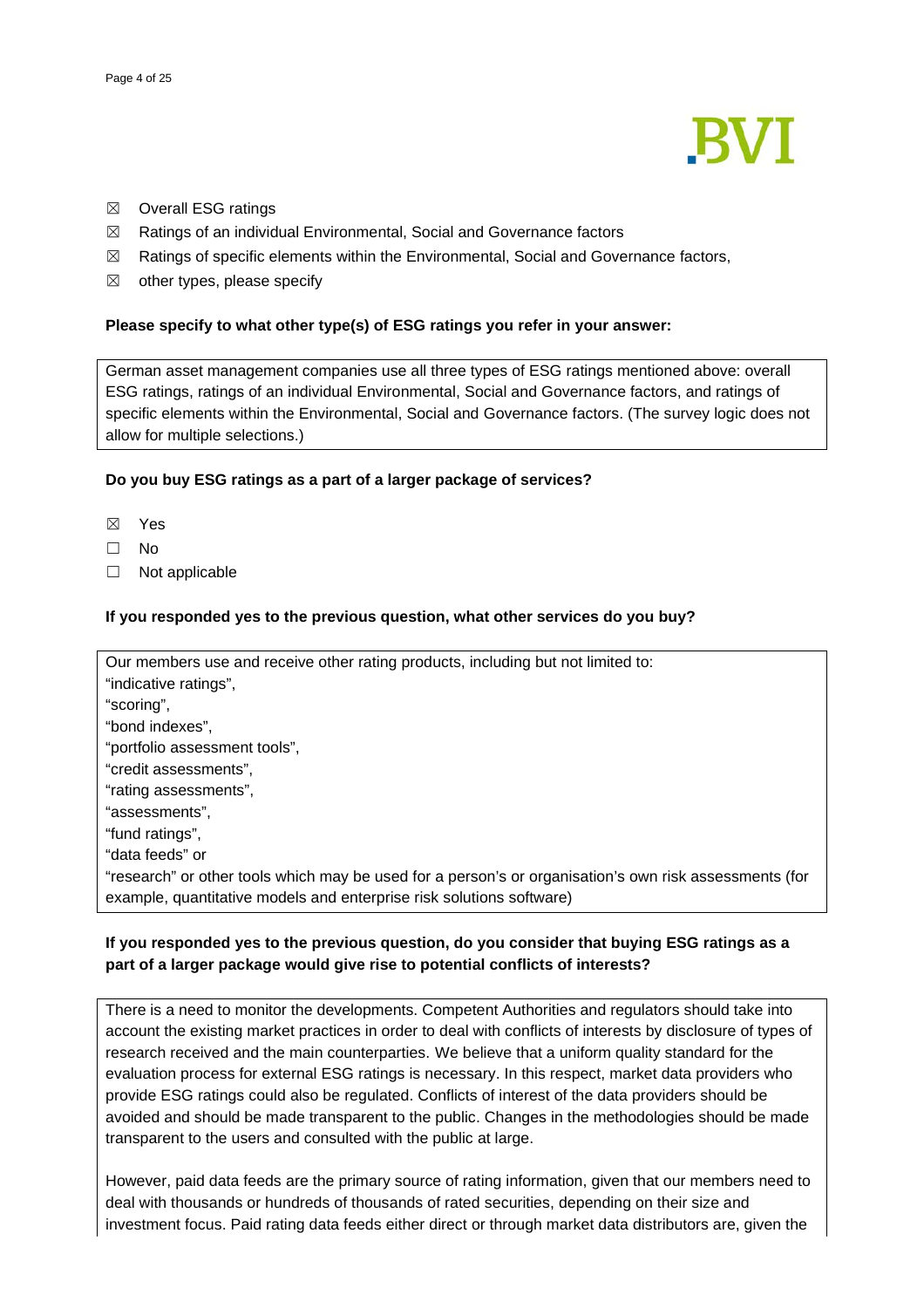☒ Overall ESG ratings

☒ Ratings of an individual Environmental, Social and Governance factors

☒ Ratings of specific elements within the Environmental, Social and Governance factors,

☒ other types, please specify

**Please specify to what other type(s) of ESG ratings you refer in your answer:**

German asset management companies use all three types of ESG ratings mentioned above: overall ESG ratings, ratings of an individual Environmental, Social and Governance factors, and ratings of specific elements within the Environmental, Social and Governance factors. (The survey logic does not allow for multiple selections.)

**Do you buy ESG ratings as a part of a larger package of services?**

☒ Yes

☐ No

☐ Not applicable

**If you responded yes to the previous question, what other services do you buy?**

Our members use and receive other rating products, including but not limited to:
"indicative ratings",
"scoring",
"bond indexes",
"portfolio assessment tools",
"credit assessments",
"rating assessments",
"assessments",
"fund ratings",
"data feeds" or
"research" or other tools which may be used for a person's or organisation's own risk assessments (for example, quantitative models and enterprise risk solutions software)

**If you responded yes to the previous question, do you consider that buying ESG ratings as a part of a larger package would give rise to potential conflicts of interests?**

There is a need to monitor the developments. Competent Authorities and regulators should take into account the existing market practices in order to deal with conflicts of interests by disclosure of types of research received and the main counterparties. We believe that a uniform quality standard for the evaluation process for external ESG ratings is necessary. In this respect, market data providers who provide ESG ratings could also be regulated. Conflicts of interest of the data providers should be avoided and should be made transparent to the public. Changes in the methodologies should be made transparent to the users and consulted with the public at large.

However, paid data feeds are the primary source of rating information, given that our members need to deal with thousands or hundreds of thousands of rated securities, depending on their size and investment focus. Paid rating data feeds either direct or through market data distributors are, given the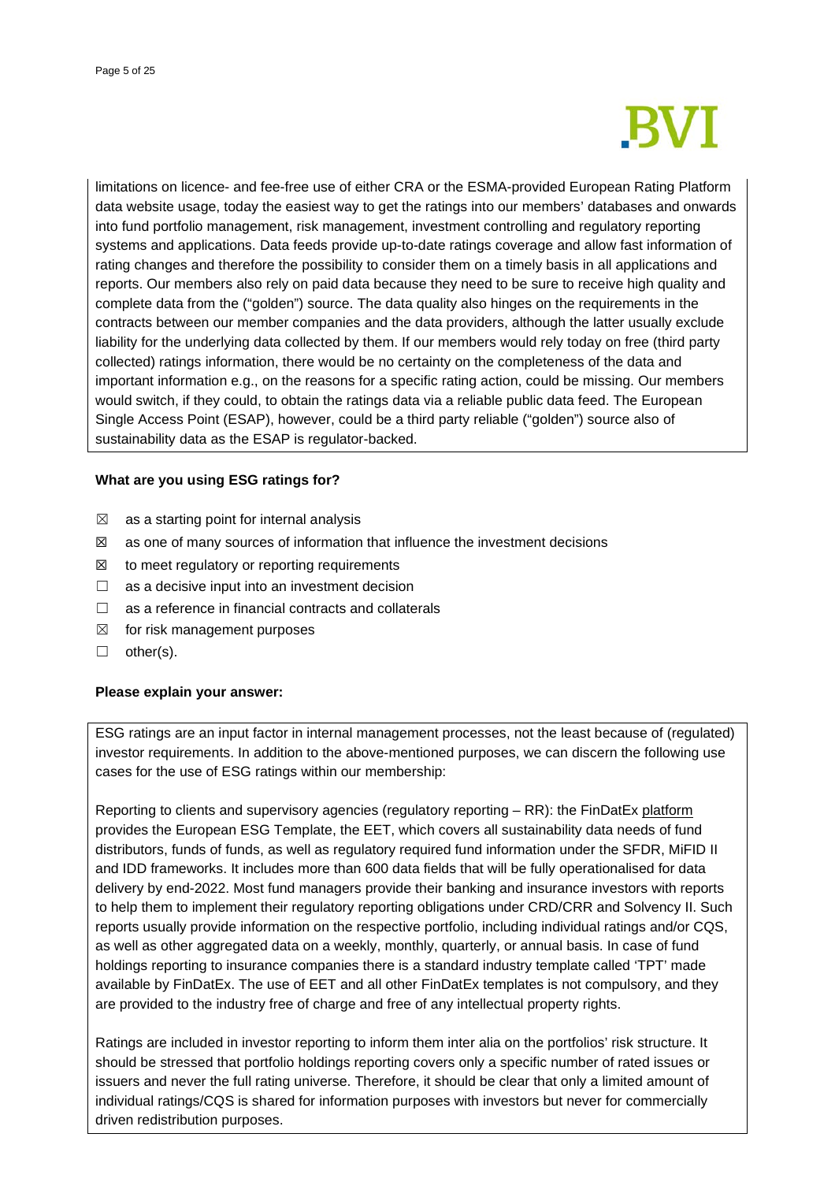limitations on licence- and fee-free use of either CRA or the ESMA-provided European Rating Platform data website usage, today the easiest way to get the ratings into our members' databases and onwards into fund portfolio management, risk management, investment controlling and regulatory reporting systems and applications. Data feeds provide up-to-date ratings coverage and allow fast information of rating changes and therefore the possibility to consider them on a timely basis in all applications and reports. Our members also rely on paid data because they need to be sure to receive high quality and complete data from the ("golden") source. The data quality also hinges on the requirements in the contracts between our member companies and the data providers, although the latter usually exclude liability for the underlying data collected by them. If our members would rely today on free (third party collected) ratings information, there would be no certainty on the completeness of the data and important information e.g., on the reasons for a specific rating action, could be missing. Our members would switch, if they could, to obtain the ratings data via a reliable public data feed. The European Single Access Point (ESAP), however, could be a third party reliable ("golden") source also of sustainability data as the ESAP is regulator-backed.

**What are you using ESG ratings for?**

- ☒ as a starting point for internal analysis
- ☒ as one of many sources of information that influence the investment decisions
- ☒ to meet regulatory or reporting requirements
- ☐ as a decisive input into an investment decision
- ☐ as a reference in financial contracts and collaterals
- ☒ for risk management purposes
- ☐ other(s).

**Please explain your answer:**

ESG ratings are an input factor in internal management processes, not the least because of (regulated) investor requirements. In addition to the above-mentioned purposes, we can discern the following use cases for the use of ESG ratings within our membership:

Reporting to clients and supervisory agencies (regulatory reporting – RR): the FinDatEx platform provides the European ESG Template, the EET, which covers all sustainability data needs of fund distributors, funds of funds, as well as regulatory required fund information under the SFDR, MiFID II and IDD frameworks. It includes more than 600 data fields that will be fully operationalised for data delivery by end-2022. Most fund managers provide their banking and insurance investors with reports to help them to implement their regulatory reporting obligations under CRD/CRR and Solvency II. Such reports usually provide information on the respective portfolio, including individual ratings and/or CQS, as well as other aggregated data on a weekly, monthly, quarterly, or annual basis. In case of fund holdings reporting to insurance companies there is a standard industry template called 'TPT' made available by FinDatEx. The use of EET and all other FinDatEx templates is not compulsory, and they are provided to the industry free of charge and free of any intellectual property rights.

Ratings are included in investor reporting to inform them inter alia on the portfolios' risk structure. It should be stressed that portfolio holdings reporting covers only a specific number of rated issues or issuers and never the full rating universe. Therefore, it should be clear that only a limited amount of individual ratings/CQS is shared for information purposes with investors but never for commercially driven redistribution purposes.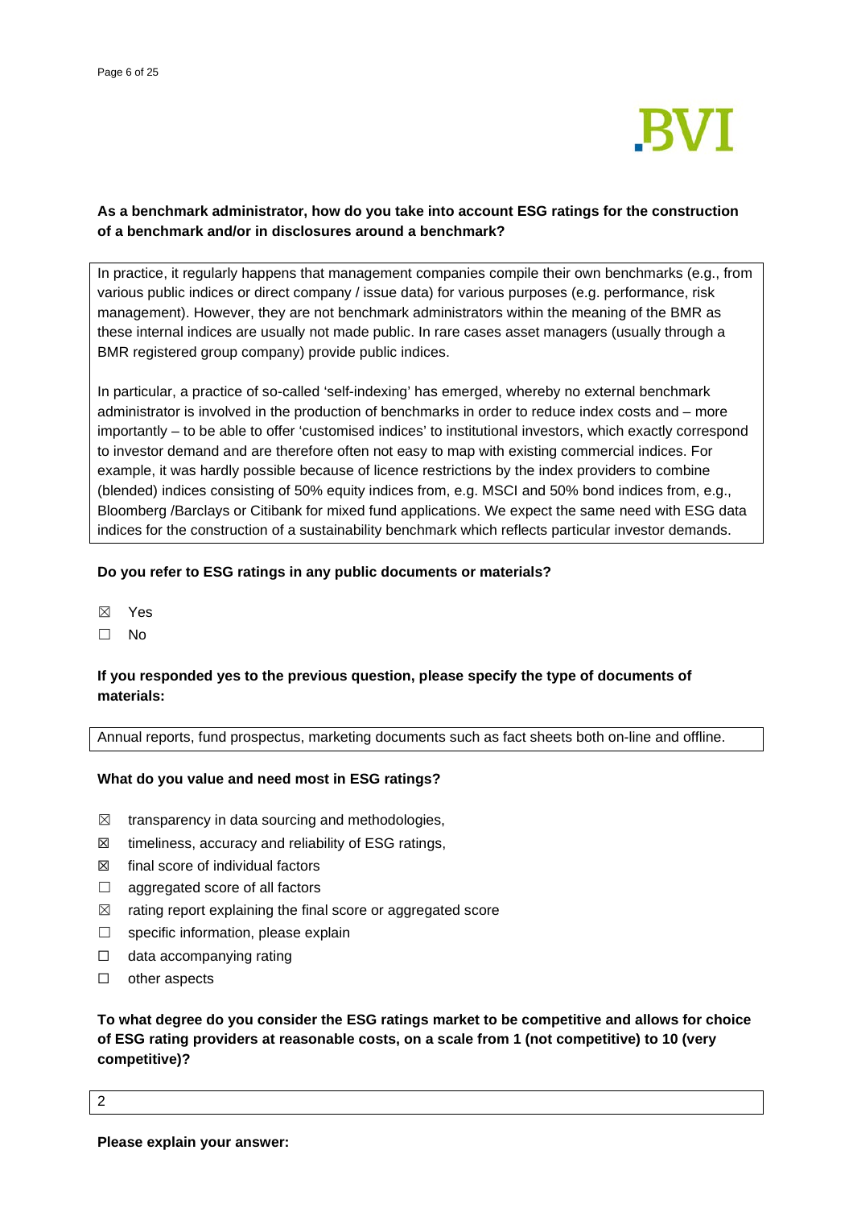**As a benchmark administrator, how do you take into account ESG ratings for the construction of a benchmark and/or in disclosures around a benchmark?**

In practice, it regularly happens that management companies compile their own benchmarks (e.g., from various public indices or direct company / issue data) for various purposes (e.g. performance, risk management). However, they are not benchmark administrators within the meaning of the BMR as these internal indices are usually not made public. In rare cases asset managers (usually through a BMR registered group company) provide public indices.

In particular, a practice of so-called 'self-indexing' has emerged, whereby no external benchmark administrator is involved in the production of benchmarks in order to reduce index costs and – more importantly – to be able to offer 'customised indices' to institutional investors, which exactly correspond to investor demand and are therefore often not easy to map with existing commercial indices. For example, it was hardly possible because of licence restrictions by the index providers to combine (blended) indices consisting of 50% equity indices from, e.g. MSCI and 50% bond indices from, e.g., Bloomberg /Barclays or Citibank for mixed fund applications. We expect the same need with ESG data indices for the construction of a sustainability benchmark which reflects particular investor demands.

**Do you refer to ESG ratings in any public documents or materials?**

☒ Yes

☐ No

**If you responded yes to the previous question, please specify the type of documents of materials:**

Annual reports, fund prospectus, marketing documents such as fact sheets both on-line and offline.

**What do you value and need most in ESG ratings?**

☒ transparency in data sourcing and methodologies,

☒ timeliness, accuracy and reliability of ESG ratings,

☒ final score of individual factors

☐ aggregated score of all factors

☒ rating report explaining the final score or aggregated score

☐ specific information, please explain

☐ data accompanying rating

☐ other aspects

**To what degree do you consider the ESG ratings market to be competitive and allows for choice of ESG rating providers at reasonable costs, on a scale from 1 (not competitive) to 10 (very competitive)?**

2

**Please explain your answer:**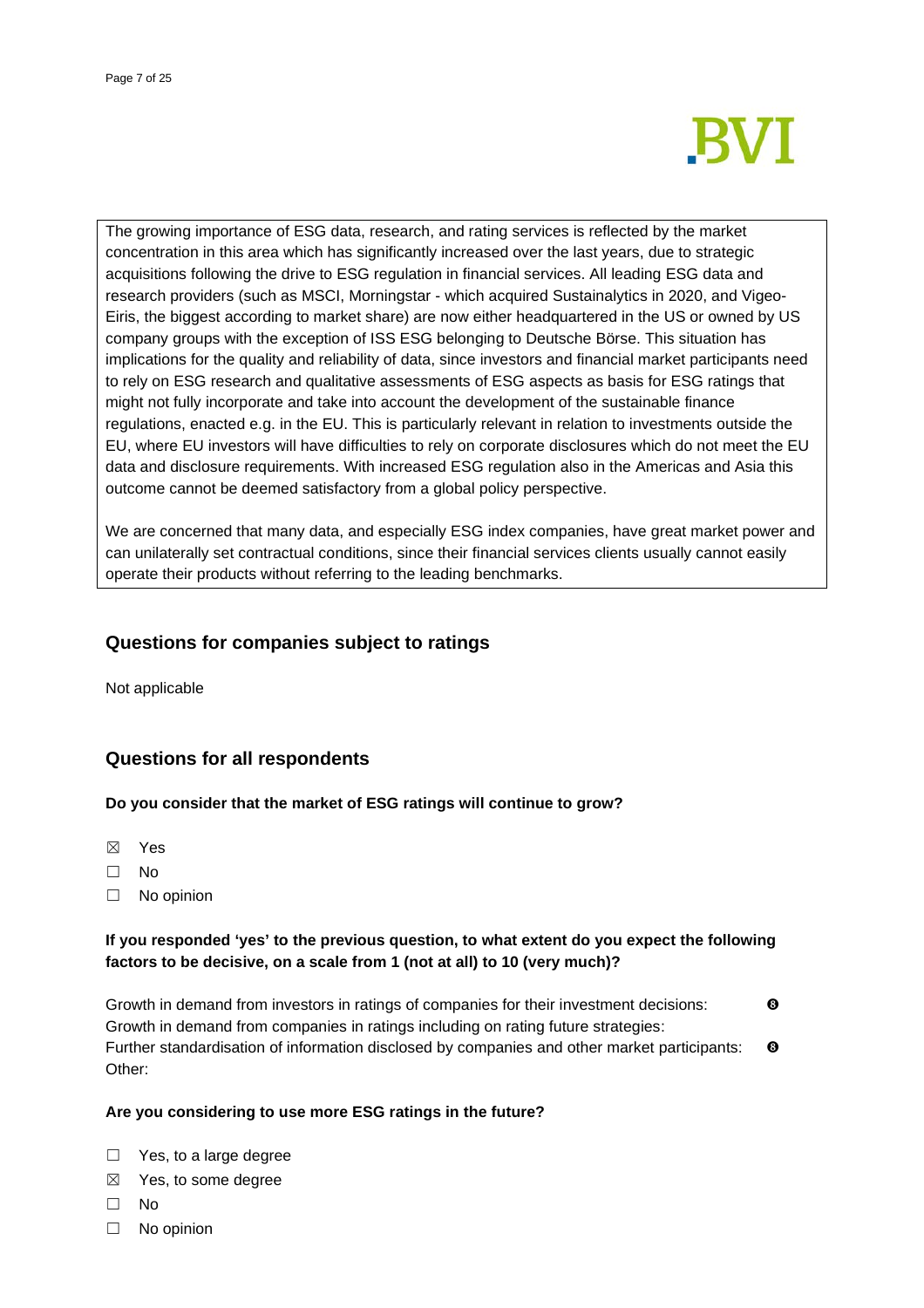The growing importance of ESG data, research, and rating services is reflected by the market concentration in this area which has significantly increased over the last years, due to strategic acquisitions following the drive to ESG regulation in financial services. All leading ESG data and research providers (such as MSCI, Morningstar - which acquired Sustainalytics in 2020, and Vigeo-Eiris, the biggest according to market share) are now either headquartered in the US or owned by US company groups with the exception of ISS ESG belonging to Deutsche Börse. This situation has implications for the quality and reliability of data, since investors and financial market participants need to rely on ESG research and qualitative assessments of ESG aspects as basis for ESG ratings that might not fully incorporate and take into account the development of the sustainable finance regulations, enacted e.g. in the EU. This is particularly relevant in relation to investments outside the EU, where EU investors will have difficulties to rely on corporate disclosures which do not meet the EU data and disclosure requirements. With increased ESG regulation also in the Americas and Asia this outcome cannot be deemed satisfactory from a global policy perspective.

We are concerned that many data, and especially ESG index companies, have great market power and can unilaterally set contractual conditions, since their financial services clients usually cannot easily operate their products without referring to the leading benchmarks.

## Questions for companies subject to ratings

Not applicable

## Questions for all respondents

**Do you consider that the market of ESG ratings will continue to grow?**

☒ Yes

☐ No

☐ No opinion

**If you responded 'yes' to the previous question, to what extent do you expect the following factors to be decisive, on a scale from 1 (not at all) to 10 (very much)?**

Growth in demand from investors in ratings of companies for their investment decisions: ❽

Growth in demand from companies in ratings including on rating future strategies:

Further standardisation of information disclosed by companies and other market participants: ❽

Other:

**Are you considering to use more ESG ratings in the future?**

☐ Yes, to a large degree

☒ Yes, to some degree

☐ No

☐ No opinion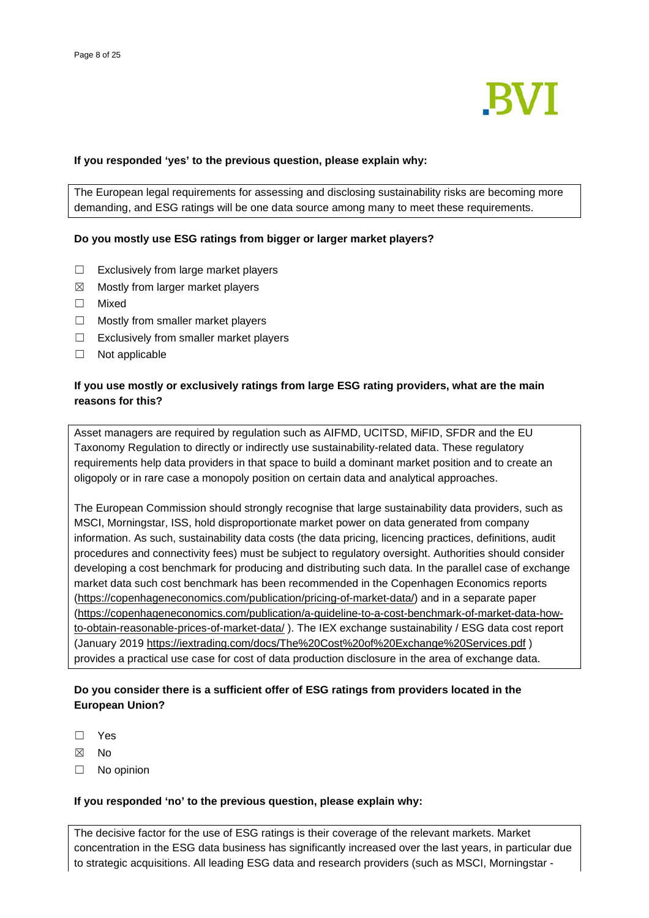**If you responded 'yes' to the previous question, please explain why:**

The European legal requirements for assessing and disclosing sustainability risks are becoming more demanding, and ESG ratings will be one data source among many to meet these requirements.

**Do you mostly use ESG ratings from bigger or larger market players?**

- ☐ Exclusively from large market players
- ☒ Mostly from larger market players
- ☐ Mixed
- ☐ Mostly from smaller market players
- ☐ Exclusively from smaller market players
- ☐ Not applicable

**If you use mostly or exclusively ratings from large ESG rating providers, what are the main reasons for this?**

Asset managers are required by regulation such as AIFMD, UCITSD, MiFID, SFDR and the EU Taxonomy Regulation to directly or indirectly use sustainability-related data. These regulatory requirements help data providers in that space to build a dominant market position and to create an oligopoly or in rare case a monopoly position on certain data and analytical approaches.

The European Commission should strongly recognise that large sustainability data providers, such as MSCI, Morningstar, ISS, hold disproportionate market power on data generated from company information. As such, sustainability data costs (the data pricing, licencing practices, definitions, audit procedures and connectivity fees) must be subject to regulatory oversight. Authorities should consider developing a cost benchmark for producing and distributing such data. In the parallel case of exchange market data such cost benchmark has been recommended in the Copenhagen Economics reports (https://copenhageneconomics.com/publication/pricing-of-market-data/) and in a separate paper (https://copenhageneconomics.com/publication/a-guideline-to-a-cost-benchmark-of-market-data-how-to-obtain-reasonable-prices-of-market-data/ ). The IEX exchange sustainability / ESG data cost report (January 2019 https://iextrading.com/docs/The%20Cost%20of%20Exchange%20Services.pdf ) provides a practical use case for cost of data production disclosure in the area of exchange data.

**Do you consider there is a sufficient offer of ESG ratings from providers located in the European Union?**

- ☐ Yes
- ☒ No
- ☐ No opinion

**If you responded 'no' to the previous question, please explain why:**

The decisive factor for the use of ESG ratings is their coverage of the relevant markets. Market concentration in the ESG data business has significantly increased over the last years, in particular due to strategic acquisitions. All leading ESG data and research providers (such as MSCI, Morningstar -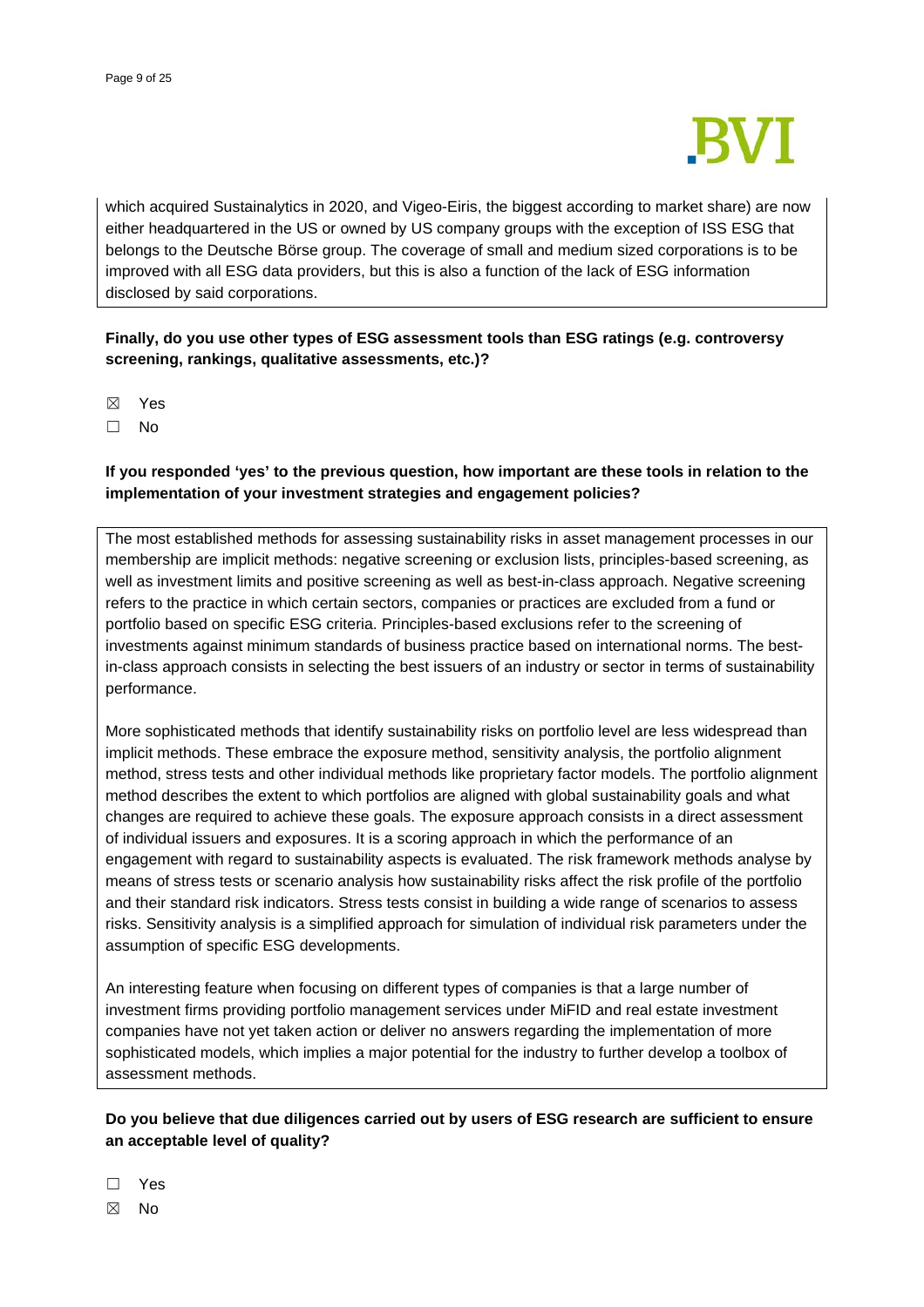which acquired Sustainalytics in 2020, and Vigeo-Eiris, the biggest according to market share) are now either headquartered in the US or owned by US company groups with the exception of ISS ESG that belongs to the Deutsche Börse group. The coverage of small and medium sized corporations is to be improved with all ESG data providers, but this is also a function of the lack of ESG information disclosed by said corporations.

**Finally, do you use other types of ESG assessment tools than ESG ratings (e.g. controversy screening, rankings, qualitative assessments, etc.)?**

☒ Yes

☐ No

**If you responded 'yes' to the previous question, how important are these tools in relation to the implementation of your investment strategies and engagement policies?**

The most established methods for assessing sustainability risks in asset management processes in our membership are implicit methods: negative screening or exclusion lists, principles-based screening, as well as investment limits and positive screening as well as best-in-class approach. Negative screening refers to the practice in which certain sectors, companies or practices are excluded from a fund or portfolio based on specific ESG criteria. Principles-based exclusions refer to the screening of investments against minimum standards of business practice based on international norms. The best-in-class approach consists in selecting the best issuers of an industry or sector in terms of sustainability performance.

More sophisticated methods that identify sustainability risks on portfolio level are less widespread than implicit methods. These embrace the exposure method, sensitivity analysis, the portfolio alignment method, stress tests and other individual methods like proprietary factor models. The portfolio alignment method describes the extent to which portfolios are aligned with global sustainability goals and what changes are required to achieve these goals. The exposure approach consists in a direct assessment of individual issuers and exposures. It is a scoring approach in which the performance of an engagement with regard to sustainability aspects is evaluated. The risk framework methods analyse by means of stress tests or scenario analysis how sustainability risks affect the risk profile of the portfolio and their standard risk indicators. Stress tests consist in building a wide range of scenarios to assess risks. Sensitivity analysis is a simplified approach for simulation of individual risk parameters under the assumption of specific ESG developments.

An interesting feature when focusing on different types of companies is that a large number of investment firms providing portfolio management services under MiFID and real estate investment companies have not yet taken action or deliver no answers regarding the implementation of more sophisticated models, which implies a major potential for the industry to further develop a toolbox of assessment methods.

**Do you believe that due diligences carried out by users of ESG research are sufficient to ensure an acceptable level of quality?**

☐ Yes

☒ No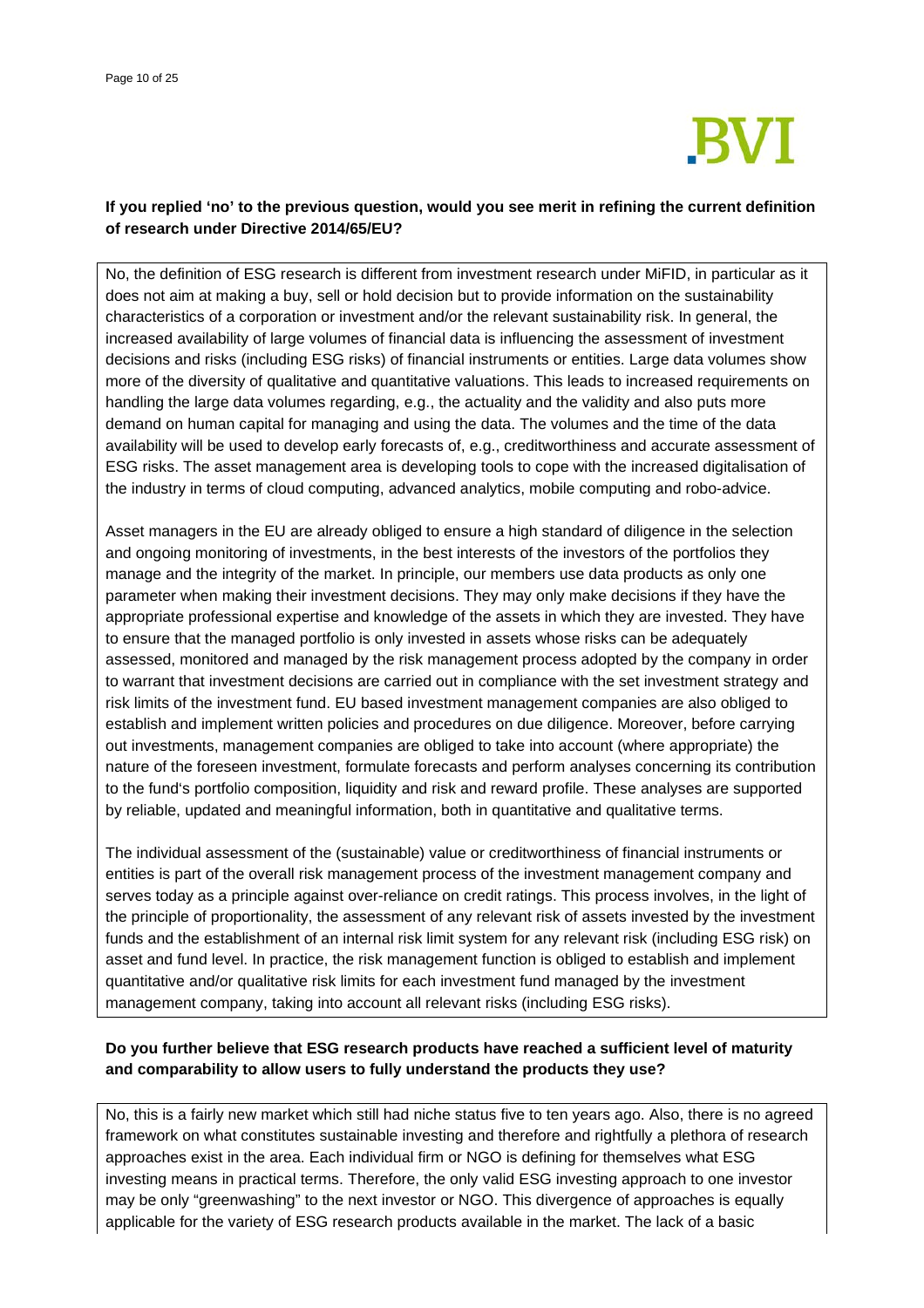**If you replied 'no' to the previous question, would you see merit in refining the current definition of research under Directive 2014/65/EU?**

No, the definition of ESG research is different from investment research under MiFID, in particular as it does not aim at making a buy, sell or hold decision but to provide information on the sustainability characteristics of a corporation or investment and/or the relevant sustainability risk. In general, the increased availability of large volumes of financial data is influencing the assessment of investment decisions and risks (including ESG risks) of financial instruments or entities. Large data volumes show more of the diversity of qualitative and quantitative valuations. This leads to increased requirements on handling the large data volumes regarding, e.g., the actuality and the validity and also puts more demand on human capital for managing and using the data. The volumes and the time of the data availability will be used to develop early forecasts of, e.g., creditworthiness and accurate assessment of ESG risks. The asset management area is developing tools to cope with the increased digitalisation of the industry in terms of cloud computing, advanced analytics, mobile computing and robo-advice.

Asset managers in the EU are already obliged to ensure a high standard of diligence in the selection and ongoing monitoring of investments, in the best interests of the investors of the portfolios they manage and the integrity of the market. In principle, our members use data products as only one parameter when making their investment decisions. They may only make decisions if they have the appropriate professional expertise and knowledge of the assets in which they are invested. They have to ensure that the managed portfolio is only invested in assets whose risks can be adequately assessed, monitored and managed by the risk management process adopted by the company in order to warrant that investment decisions are carried out in compliance with the set investment strategy and risk limits of the investment fund. EU based investment management companies are also obliged to establish and implement written policies and procedures on due diligence. Moreover, before carrying out investments, management companies are obliged to take into account (where appropriate) the nature of the foreseen investment, formulate forecasts and perform analyses concerning its contribution to the fund's portfolio composition, liquidity and risk and reward profile. These analyses are supported by reliable, updated and meaningful information, both in quantitative and qualitative terms.

The individual assessment of the (sustainable) value or creditworthiness of financial instruments or entities is part of the overall risk management process of the investment management company and serves today as a principle against over-reliance on credit ratings. This process involves, in the light of the principle of proportionality, the assessment of any relevant risk of assets invested by the investment funds and the establishment of an internal risk limit system for any relevant risk (including ESG risk) on asset and fund level. In practice, the risk management function is obliged to establish and implement quantitative and/or qualitative risk limits for each investment fund managed by the investment management company, taking into account all relevant risks (including ESG risks).

**Do you further believe that ESG research products have reached a sufficient level of maturity and comparability to allow users to fully understand the products they use?**

No, this is a fairly new market which still had niche status five to ten years ago. Also, there is no agreed framework on what constitutes sustainable investing and therefore and rightfully a plethora of research approaches exist in the area. Each individual firm or NGO is defining for themselves what ESG investing means in practical terms. Therefore, the only valid ESG investing approach to one investor may be only "greenwashing" to the next investor or NGO. This divergence of approaches is equally applicable for the variety of ESG research products available in the market. The lack of a basic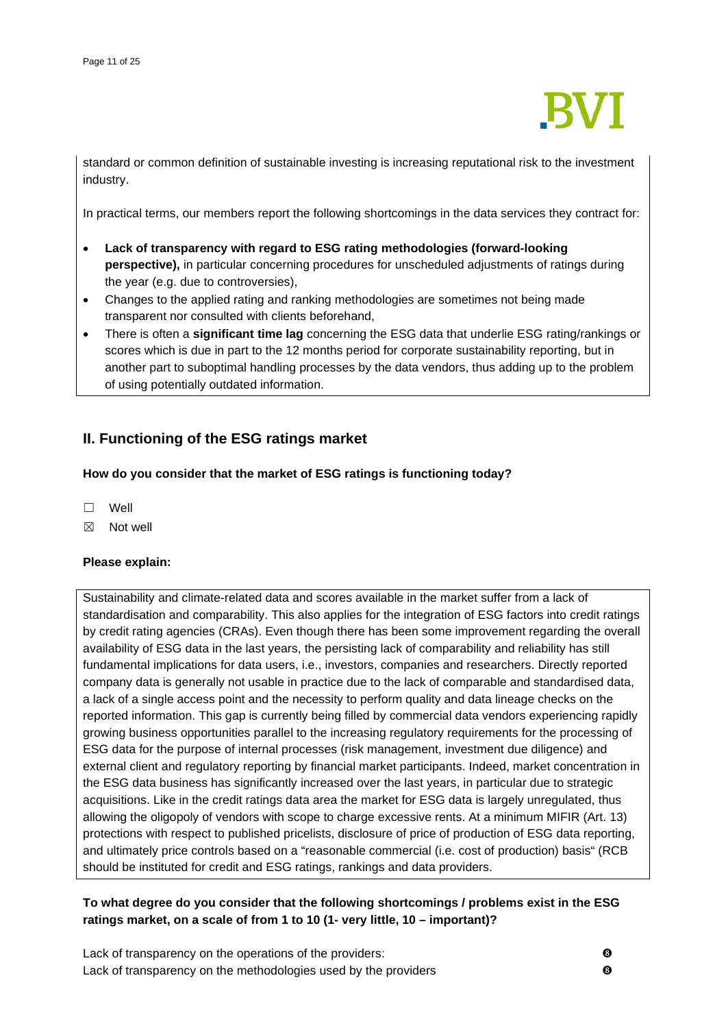standard or common definition of sustainable investing is increasing reputational risk to the investment industry.

In practical terms, our members report the following shortcomings in the data services they contract for:

- **Lack of transparency with regard to ESG rating methodologies (forward-looking perspective),** in particular concerning procedures for unscheduled adjustments of ratings during the year (e.g. due to controversies),
- Changes to the applied rating and ranking methodologies are sometimes not being made transparent nor consulted with clients beforehand,
- There is often a **significant time lag** concerning the ESG data that underlie ESG rating/rankings or scores which is due in part to the 12 months period for corporate sustainability reporting, but in another part to suboptimal handling processes by the data vendors, thus adding up to the problem of using potentially outdated information.

## II. Functioning of the ESG ratings market

**How do you consider that the market of ESG ratings is functioning today?**

☐ Well

☒ Not well

**Please explain:**

Sustainability and climate-related data and scores available in the market suffer from a lack of standardisation and comparability. This also applies for the integration of ESG factors into credit ratings by credit rating agencies (CRAs). Even though there has been some improvement regarding the overall availability of ESG data in the last years, the persisting lack of comparability and reliability has still fundamental implications for data users, i.e., investors, companies and researchers. Directly reported company data is generally not usable in practice due to the lack of comparable and standardised data, a lack of a single access point and the necessity to perform quality and data lineage checks on the reported information. This gap is currently being filled by commercial data vendors experiencing rapidly growing business opportunities parallel to the increasing regulatory requirements for the processing of ESG data for the purpose of internal processes (risk management, investment due diligence) and external client and regulatory reporting by financial market participants. Indeed, market concentration in the ESG data business has significantly increased over the last years, in particular due to strategic acquisitions. Like in the credit ratings data area the market for ESG data is largely unregulated, thus allowing the oligopoly of vendors with scope to charge excessive rents. At a minimum MIFIR (Art. 13) protections with respect to published pricelists, disclosure of price of production of ESG data reporting, and ultimately price controls based on a "reasonable commercial (i.e. cost of production) basis" (RCB should be instituted for credit and ESG ratings, rankings and data providers.

**To what degree do you consider that the following shortcomings / problems exist in the ESG ratings market, on a scale of from 1 to 10 (1- very little, 10 – important)?**

Lack of transparency on the operations of the providers: ❽

Lack of transparency on the methodologies used by the providers ❽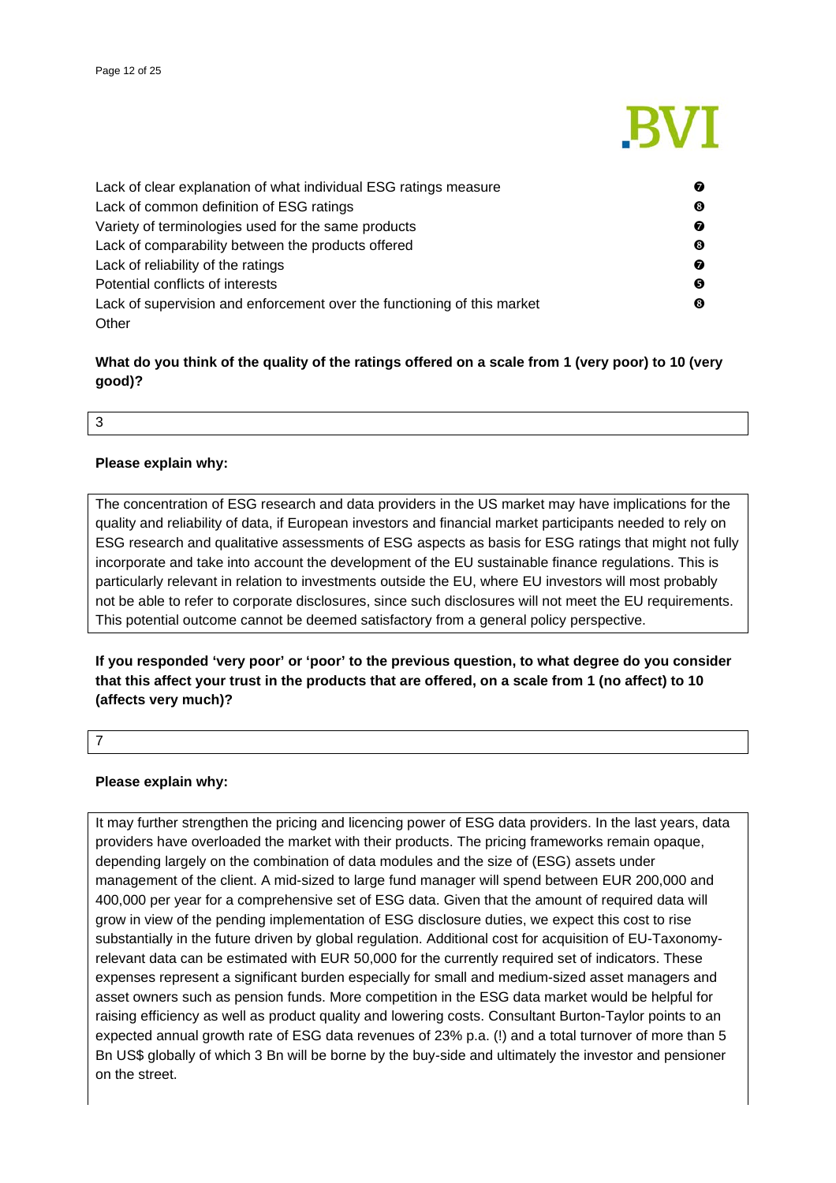| | |
|---|---|
| Lack of clear explanation of what individual ESG ratings measure | ❼ |
| Lack of common definition of ESG ratings | ❽ |
| Variety of terminologies used for the same products | ❼ |
| Lack of comparability between the products offered | ❽ |
| Lack of reliability of the ratings | ❼ |
| Potential conflicts of interests | ❺ |
| Lack of supervision and enforcement over the functioning of this market | ❽ |
| Other | |

**What do you think of the quality of the ratings offered on a scale from 1 (very poor) to 10 (very good)?**

3

**Please explain why:**

The concentration of ESG research and data providers in the US market may have implications for the quality and reliability of data, if European investors and financial market participants needed to rely on ESG research and qualitative assessments of ESG aspects as basis for ESG ratings that might not fully incorporate and take into account the development of the EU sustainable finance regulations. This is particularly relevant in relation to investments outside the EU, where EU investors will most probably not be able to refer to corporate disclosures, since such disclosures will not meet the EU requirements. This potential outcome cannot be deemed satisfactory from a general policy perspective.

**If you responded 'very poor' or 'poor' to the previous question, to what degree do you consider that this affect your trust in the products that are offered, on a scale from 1 (no affect) to 10 (affects very much)?**

7

**Please explain why:**

It may further strengthen the pricing and licencing power of ESG data providers. In the last years, data providers have overloaded the market with their products. The pricing frameworks remain opaque, depending largely on the combination of data modules and the size of (ESG) assets under management of the client. A mid-sized to large fund manager will spend between EUR 200,000 and 400,000 per year for a comprehensive set of ESG data. Given that the amount of required data will grow in view of the pending implementation of ESG disclosure duties, we expect this cost to rise substantially in the future driven by global regulation. Additional cost for acquisition of EU-Taxonomy-relevant data can be estimated with EUR 50,000 for the currently required set of indicators. These expenses represent a significant burden especially for small and medium-sized asset managers and asset owners such as pension funds. More competition in the ESG data market would be helpful for raising efficiency as well as product quality and lowering costs. Consultant Burton-Taylor points to an expected annual growth rate of ESG data revenues of 23% p.a. (!) and a total turnover of more than 5 Bn US$ globally of which 3 Bn will be borne by the buy-side and ultimately the investor and pensioner on the street.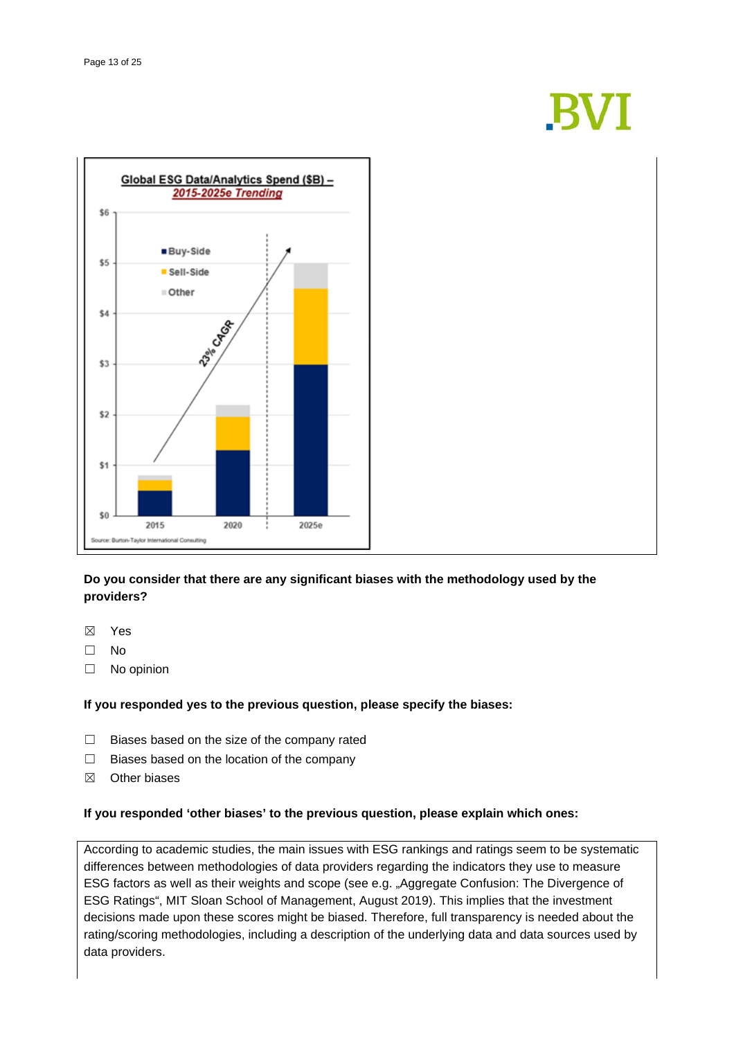**Global ESG Data/Analytics Spend ($B) –** ***2015-2025e Trending***

Source: Burton-Taylor International Consulting

**Do you consider that there are any significant biases with the methodology used by the providers?**

☒ Yes

☐ No

☐ No opinion

**If you responded yes to the previous question, please specify the biases:**

☐ Biases based on the size of the company rated

☐ Biases based on the location of the company

☒ Other biases

**If you responded 'other biases' to the previous question, please explain which ones:**

According to academic studies, the main issues with ESG rankings and ratings seem to be systematic differences between methodologies of data providers regarding the indicators they use to measure ESG factors as well as their weights and scope (see e.g. „Aggregate Confusion: The Divergence of ESG Ratings", MIT Sloan School of Management, August 2019). This implies that the investment decisions made upon these scores might be biased. Therefore, full transparency is needed about the rating/scoring methodologies, including a description of the underlying data and data sources used by data providers.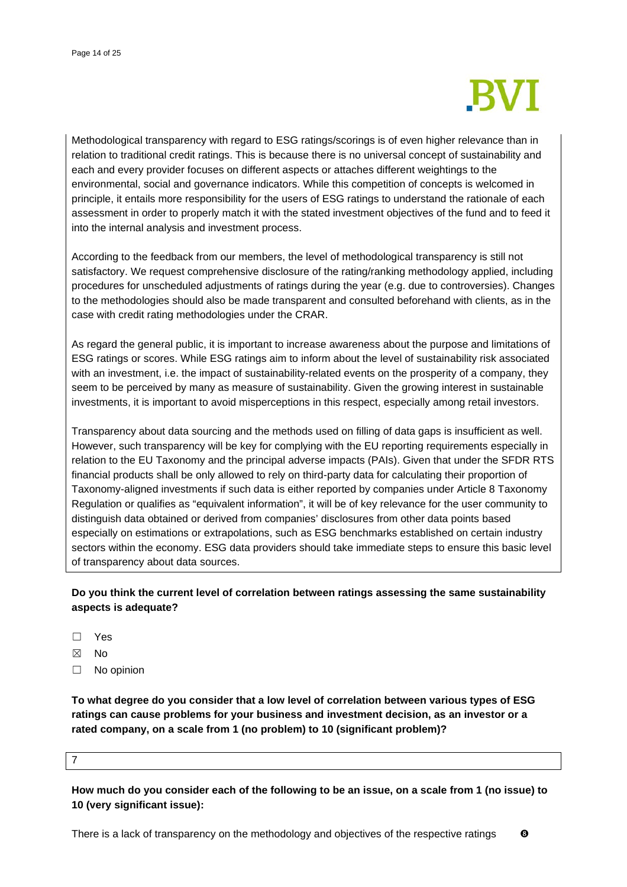Methodological transparency with regard to ESG ratings/scorings is of even higher relevance than in relation to traditional credit ratings. This is because there is no universal concept of sustainability and each and every provider focuses on different aspects or attaches different weightings to the environmental, social and governance indicators. While this competition of concepts is welcomed in principle, it entails more responsibility for the users of ESG ratings to understand the rationale of each assessment in order to properly match it with the stated investment objectives of the fund and to feed it into the internal analysis and investment process.

According to the feedback from our members, the level of methodological transparency is still not satisfactory. We request comprehensive disclosure of the rating/ranking methodology applied, including procedures for unscheduled adjustments of ratings during the year (e.g. due to controversies). Changes to the methodologies should also be made transparent and consulted beforehand with clients, as in the case with credit rating methodologies under the CRAR.

As regard the general public, it is important to increase awareness about the purpose and limitations of ESG ratings or scores. While ESG ratings aim to inform about the level of sustainability risk associated with an investment, i.e. the impact of sustainability-related events on the prosperity of a company, they seem to be perceived by many as measure of sustainability. Given the growing interest in sustainable investments, it is important to avoid misperceptions in this respect, especially among retail investors.

Transparency about data sourcing and the methods used on filling of data gaps is insufficient as well. However, such transparency will be key for complying with the EU reporting requirements especially in relation to the EU Taxonomy and the principal adverse impacts (PAIs). Given that under the SFDR RTS financial products shall be only allowed to rely on third-party data for calculating their proportion of Taxonomy-aligned investments if such data is either reported by companies under Article 8 Taxonomy Regulation or qualifies as "equivalent information", it will be of key relevance for the user community to distinguish data obtained or derived from companies' disclosures from other data points based especially on estimations or extrapolations, such as ESG benchmarks established on certain industry sectors within the economy. ESG data providers should take immediate steps to ensure this basic level of transparency about data sources.

**Do you think the current level of correlation between ratings assessing the same sustainability aspects is adequate?**

☐ Yes

☒ No

☐ No opinion

**To what degree do you consider that a low level of correlation between various types of ESG ratings can cause problems for your business and investment decision, as an investor or a rated company, on a scale from 1 (no problem) to 10 (significant problem)?**

7

**How much do you consider each of the following to be an issue, on a scale from 1 (no issue) to 10 (very significant issue):**

There is a lack of transparency on the methodology and objectives of the respective ratings ❽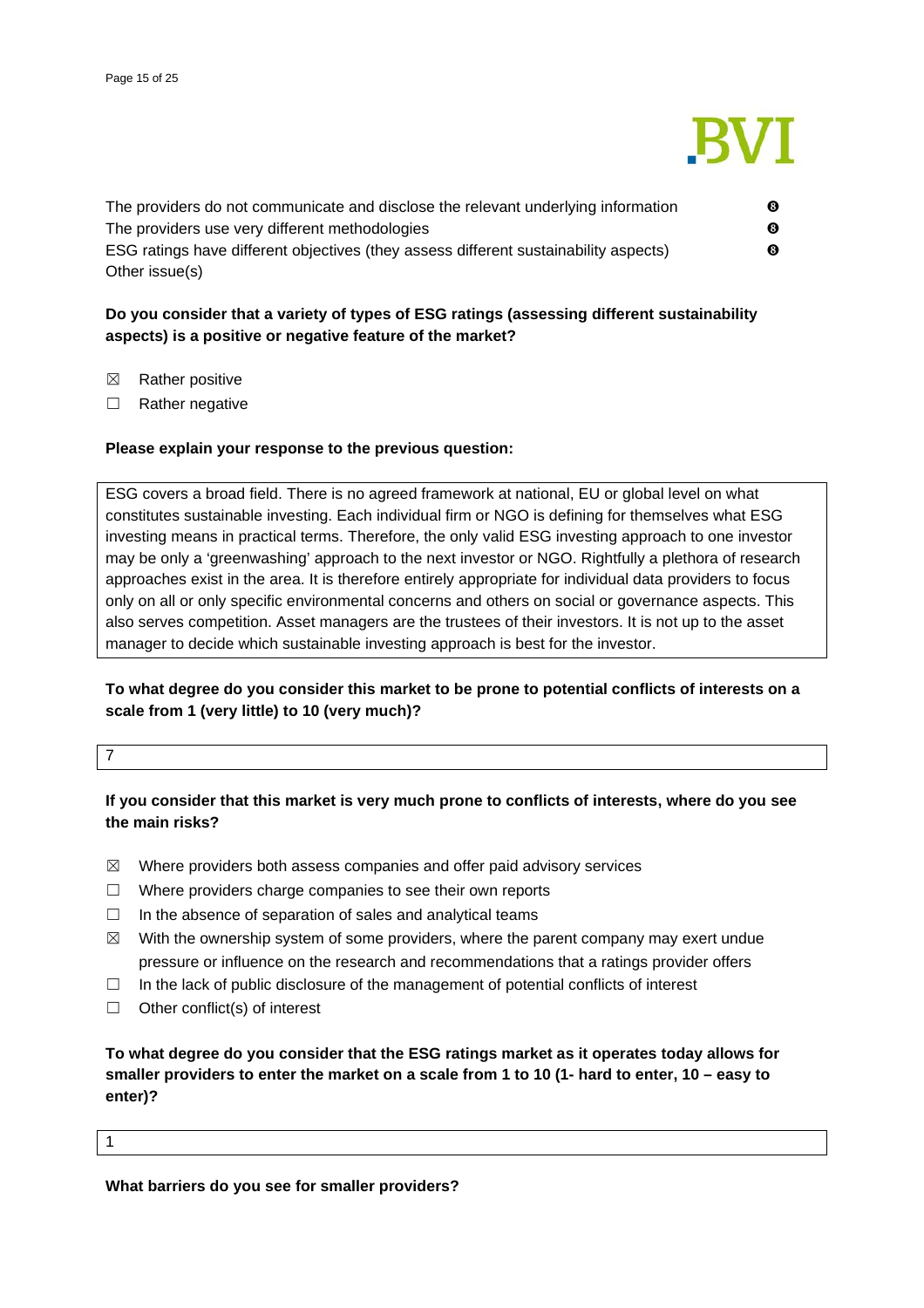| | |
|---|---|
| The providers do not communicate and disclose the relevant underlying information | ❽ |
| The providers use very different methodologies | ❽ |
| ESG ratings have different objectives (they assess different sustainability aspects) | ❽ |
| Other issue(s) | |

**Do you consider that a variety of types of ESG ratings (assessing different sustainability aspects) is a positive or negative feature of the market?**

☒ Rather positive

☐ Rather negative

**Please explain your response to the previous question:**

ESG covers a broad field. There is no agreed framework at national, EU or global level on what constitutes sustainable investing. Each individual firm or NGO is defining for themselves what ESG investing means in practical terms. Therefore, the only valid ESG investing approach to one investor may be only a 'greenwashing' approach to the next investor or NGO. Rightfully a plethora of research approaches exist in the area. It is therefore entirely appropriate for individual data providers to focus only on all or only specific environmental concerns and others on social or governance aspects. This also serves competition. Asset managers are the trustees of their investors. It is not up to the asset manager to decide which sustainable investing approach is best for the investor.

**To what degree do you consider this market to be prone to potential conflicts of interests on a scale from 1 (very little) to 10 (very much)?**

7

**If you consider that this market is very much prone to conflicts of interests, where do you see the main risks?**

☒ Where providers both assess companies and offer paid advisory services

☐ Where providers charge companies to see their own reports

☐ In the absence of separation of sales and analytical teams

☒ With the ownership system of some providers, where the parent company may exert undue pressure or influence on the research and recommendations that a ratings provider offers

☐ In the lack of public disclosure of the management of potential conflicts of interest

☐ Other conflict(s) of interest

**To what degree do you consider that the ESG ratings market as it operates today allows for smaller providers to enter the market on a scale from 1 to 10 (1- hard to enter, 10 – easy to enter)?**

1

**What barriers do you see for smaller providers?**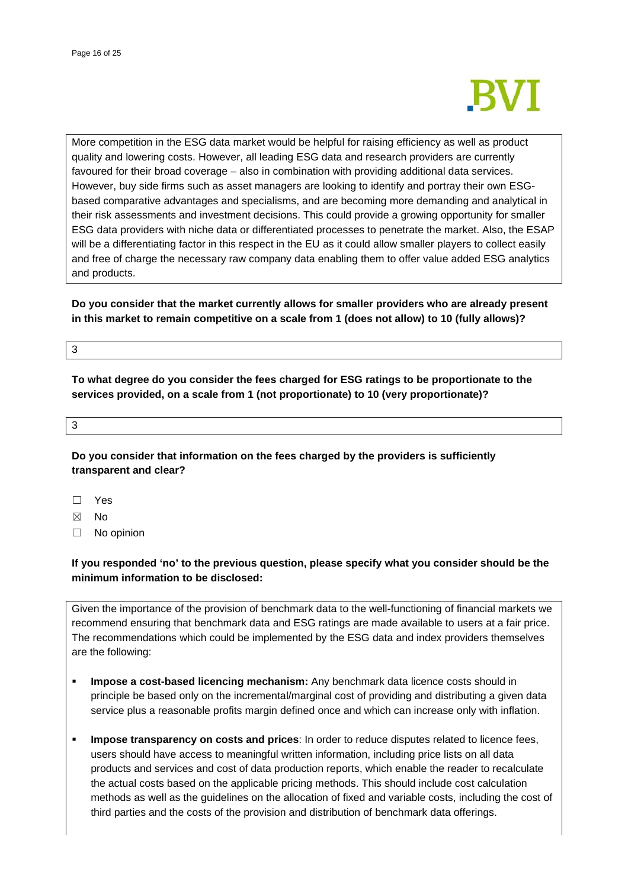More competition in the ESG data market would be helpful for raising efficiency as well as product quality and lowering costs. However, all leading ESG data and research providers are currently favoured for their broad coverage – also in combination with providing additional data services. However, buy side firms such as asset managers are looking to identify and portray their own ESG-based comparative advantages and specialisms, and are becoming more demanding and analytical in their risk assessments and investment decisions. This could provide a growing opportunity for smaller ESG data providers with niche data or differentiated processes to penetrate the market. Also, the ESAP will be a differentiating factor in this respect in the EU as it could allow smaller players to collect easily and free of charge the necessary raw company data enabling them to offer value added ESG analytics and products.

**Do you consider that the market currently allows for smaller providers who are already present in this market to remain competitive on a scale from 1 (does not allow) to 10 (fully allows)?**

3

**To what degree do you consider the fees charged for ESG ratings to be proportionate to the services provided, on a scale from 1 (not proportionate) to 10 (very proportionate)?**

3

**Do you consider that information on the fees charged by the providers is sufficiently transparent and clear?**

☐ Yes

☒ No

☐ No opinion

**If you responded 'no' to the previous question, please specify what you consider should be the minimum information to be disclosed:**

Given the importance of the provision of benchmark data to the well-functioning of financial markets we recommend ensuring that benchmark data and ESG ratings are made available to users at a fair price. The recommendations which could be implemented by the ESG data and index providers themselves are the following:

- **Impose a cost-based licencing mechanism:** Any benchmark data licence costs should in principle be based only on the incremental/marginal cost of providing and distributing a given data service plus a reasonable profits margin defined once and which can increase only with inflation.
- **Impose transparency on costs and prices**: In order to reduce disputes related to licence fees, users should have access to meaningful written information, including price lists on all data products and services and cost of data production reports, which enable the reader to recalculate the actual costs based on the applicable pricing methods. This should include cost calculation methods as well as the guidelines on the allocation of fixed and variable costs, including the cost of third parties and the costs of the provision and distribution of benchmark data offerings.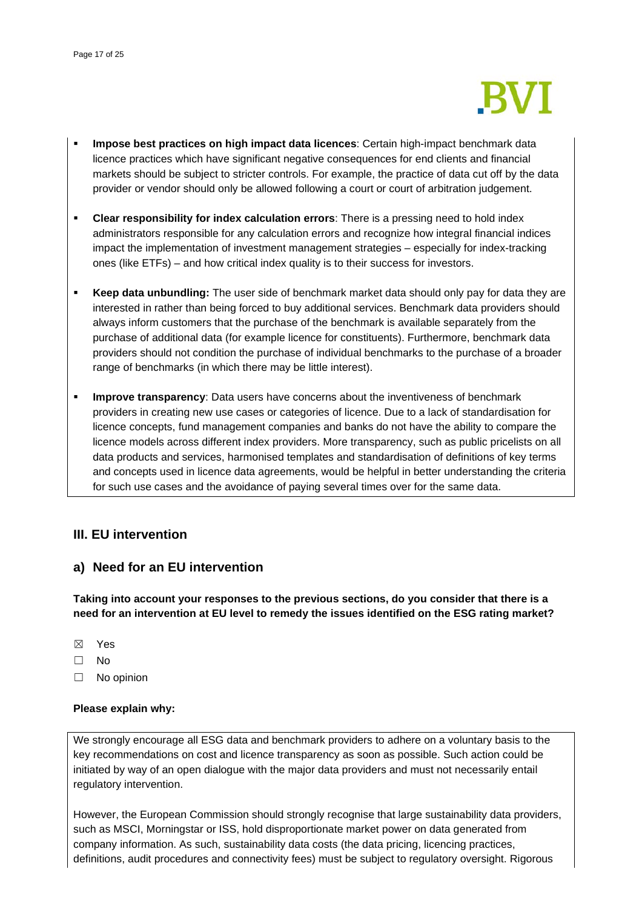- **Impose best practices on high impact data licences**: Certain high-impact benchmark data licence practices which have significant negative consequences for end clients and financial markets should be subject to stricter controls. For example, the practice of data cut off by the data provider or vendor should only be allowed following a court or court of arbitration judgement.
- **Clear responsibility for index calculation errors**: There is a pressing need to hold index administrators responsible for any calculation errors and recognize how integral financial indices impact the implementation of investment management strategies – especially for index-tracking ones (like ETFs) – and how critical index quality is to their success for investors.
- **Keep data unbundling:** The user side of benchmark market data should only pay for data they are interested in rather than being forced to buy additional services. Benchmark data providers should always inform customers that the purchase of the benchmark is available separately from the purchase of additional data (for example licence for constituents). Furthermore, benchmark data providers should not condition the purchase of individual benchmarks to the purchase of a broader range of benchmarks (in which there may be little interest).
- **Improve transparency**: Data users have concerns about the inventiveness of benchmark providers in creating new use cases or categories of licence. Due to a lack of standardisation for licence concepts, fund management companies and banks do not have the ability to compare the licence models across different index providers. More transparency, such as public pricelists on all data products and services, harmonised templates and standardisation of definitions of key terms and concepts used in licence data agreements, would be helpful in better understanding the criteria for such use cases and the avoidance of paying several times over for the same data.

## III. EU intervention

## a) Need for an EU intervention

**Taking into account your responses to the previous sections, do you consider that there is a need for an intervention at EU level to remedy the issues identified on the ESG rating market?**

☒ Yes

☐ No

☐ No opinion

**Please explain why:**

We strongly encourage all ESG data and benchmark providers to adhere on a voluntary basis to the key recommendations on cost and licence transparency as soon as possible. Such action could be initiated by way of an open dialogue with the major data providers and must not necessarily entail regulatory intervention.

However, the European Commission should strongly recognise that large sustainability data providers, such as MSCI, Morningstar or ISS, hold disproportionate market power on data generated from company information. As such, sustainability data costs (the data pricing, licencing practices, definitions, audit procedures and connectivity fees) must be subject to regulatory oversight. Rigorous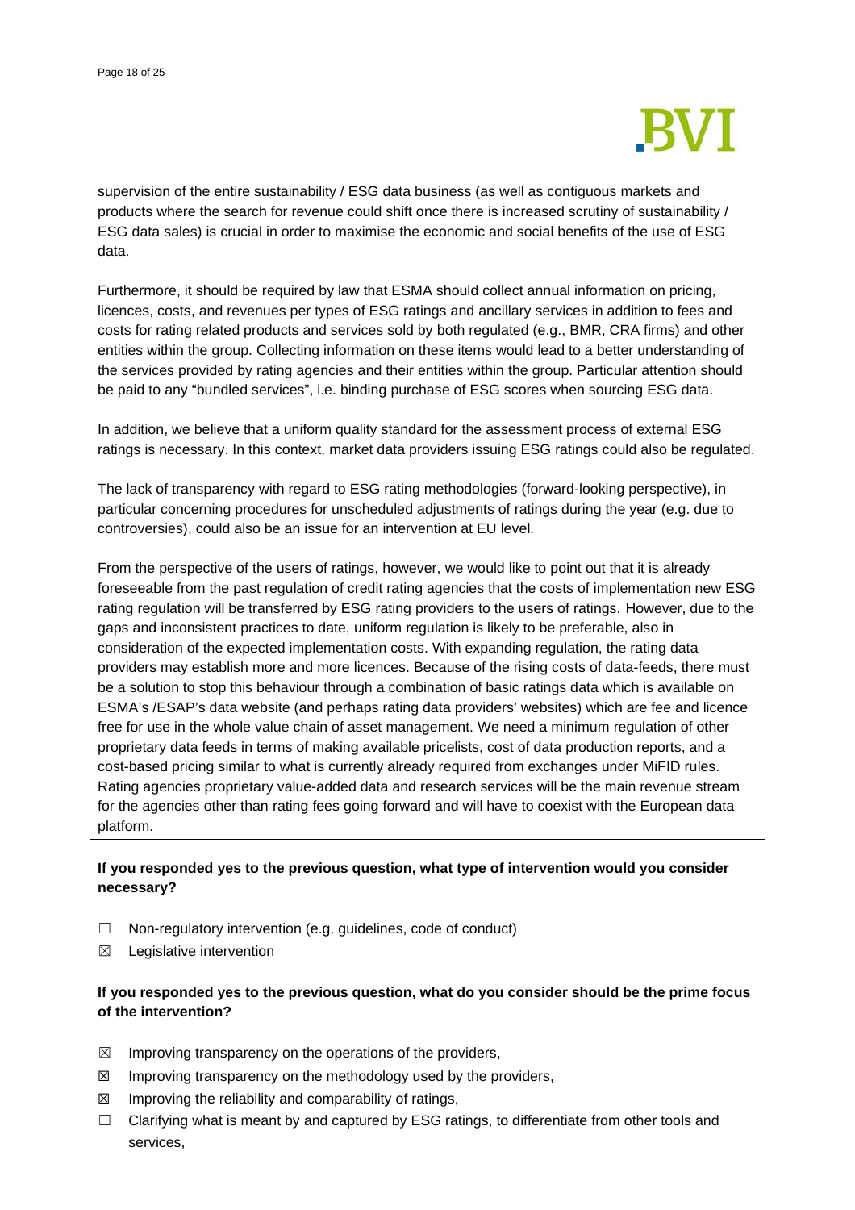supervision of the entire sustainability / ESG data business (as well as contiguous markets and products where the search for revenue could shift once there is increased scrutiny of sustainability / ESG data sales) is crucial in order to maximise the economic and social benefits of the use of ESG data.

Furthermore, it should be required by law that ESMA should collect annual information on pricing, licences, costs, and revenues per types of ESG ratings and ancillary services in addition to fees and costs for rating related products and services sold by both regulated (e.g., BMR, CRA firms) and other entities within the group. Collecting information on these items would lead to a better understanding of the services provided by rating agencies and their entities within the group. Particular attention should be paid to any "bundled services", i.e. binding purchase of ESG scores when sourcing ESG data.

In addition, we believe that a uniform quality standard for the assessment process of external ESG ratings is necessary. In this context, market data providers issuing ESG ratings could also be regulated.

The lack of transparency with regard to ESG rating methodologies (forward-looking perspective), in particular concerning procedures for unscheduled adjustments of ratings during the year (e.g. due to controversies), could also be an issue for an intervention at EU level.

From the perspective of the users of ratings, however, we would like to point out that it is already foreseeable from the past regulation of credit rating agencies that the costs of implementation new ESG rating regulation will be transferred by ESG rating providers to the users of ratings. However, due to the gaps and inconsistent practices to date, uniform regulation is likely to be preferable, also in consideration of the expected implementation costs. With expanding regulation, the rating data providers may establish more and more licences. Because of the rising costs of data-feeds, there must be a solution to stop this behaviour through a combination of basic ratings data which is available on ESMA's /ESAP's data website (and perhaps rating data providers' websites) which are fee and licence free for use in the whole value chain of asset management. We need a minimum regulation of other proprietary data feeds in terms of making available pricelists, cost of data production reports, and a cost-based pricing similar to what is currently already required from exchanges under MiFID rules. Rating agencies proprietary value-added data and research services will be the main revenue stream for the agencies other than rating fees going forward and will have to coexist with the European data platform.

**If you responded yes to the previous question, what type of intervention would you consider necessary?**

- ☐ Non-regulatory intervention (e.g. guidelines, code of conduct)
- ☒ Legislative intervention

**If you responded yes to the previous question, what do you consider should be the prime focus of the intervention?**

- ☒ Improving transparency on the operations of the providers,
- ☒ Improving transparency on the methodology used by the providers,
- ☒ Improving the reliability and comparability of ratings,
- ☐ Clarifying what is meant by and captured by ESG ratings, to differentiate from other tools and services,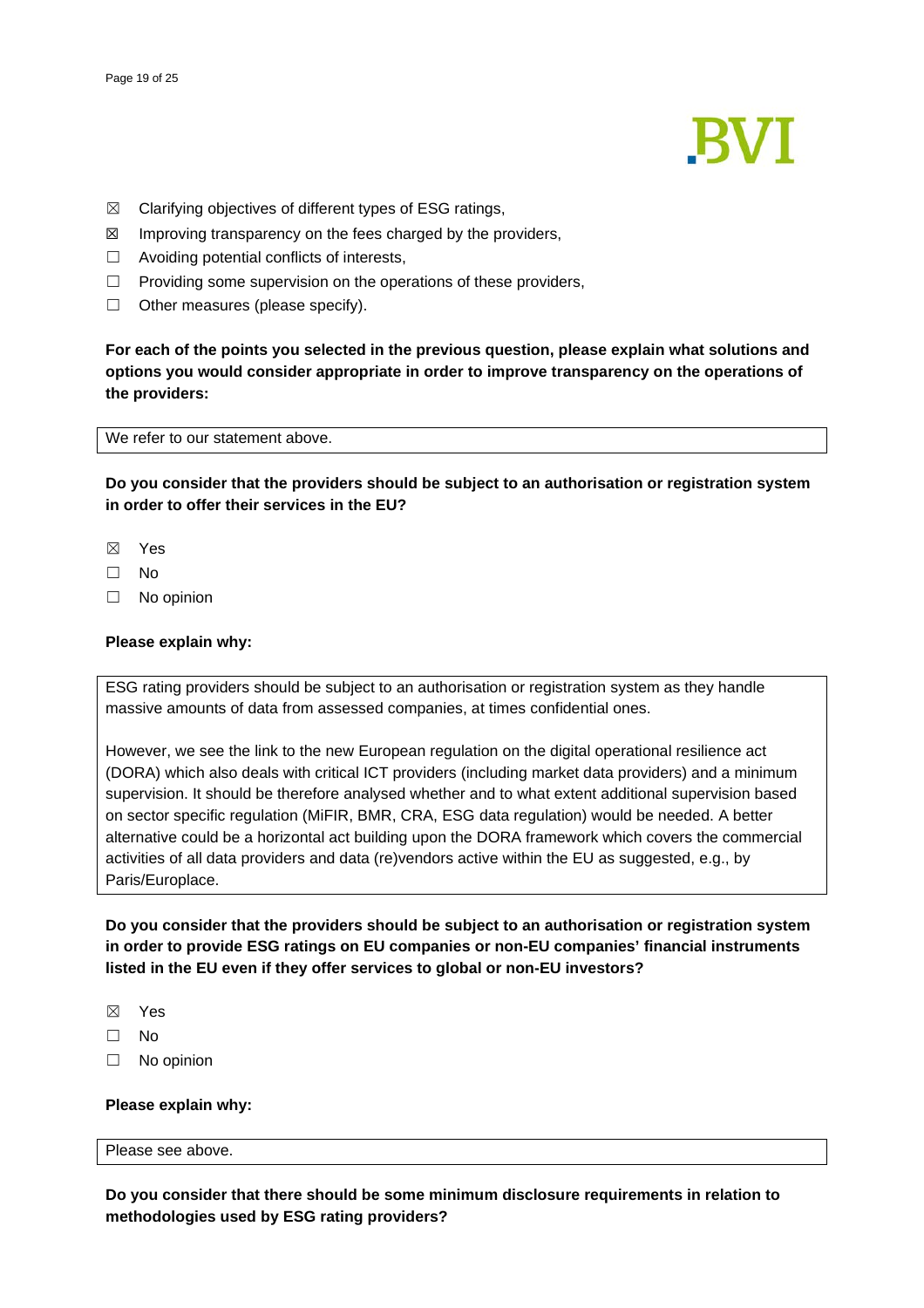☒ Clarifying objectives of different types of ESG ratings,

☒ Improving transparency on the fees charged by the providers,

☐ Avoiding potential conflicts of interests,

☐ Providing some supervision on the operations of these providers,

☐ Other measures (please specify).

**For each of the points you selected in the previous question, please explain what solutions and options you would consider appropriate in order to improve transparency on the operations of the providers:**

| We refer to our statement above. |
| --- |

**Do you consider that the providers should be subject to an authorisation or registration system in order to offer their services in the EU?**

☒ Yes

☐ No

☐ No opinion

**Please explain why:**

> ESG rating providers should be subject to an authorisation or registration system as they handle massive amounts of data from assessed companies, at times confidential ones.
>
> However, we see the link to the new European regulation on the digital operational resilience act (DORA) which also deals with critical ICT providers (including market data providers) and a minimum supervision. It should be therefore analysed whether and to what extent additional supervision based on sector specific regulation (MiFIR, BMR, CRA, ESG data regulation) would be needed. A better alternative could be a horizontal act building upon the DORA framework which covers the commercial activities of all data providers and data (re)vendors active within the EU as suggested, e.g., by Paris/Europlace.

**Do you consider that the providers should be subject to an authorisation or registration system in order to provide ESG ratings on EU companies or non-EU companies' financial instruments listed in the EU even if they offer services to global or non-EU investors?**

☒ Yes

☐ No

☐ No opinion

**Please explain why:**

| Please see above. |
| --- |

**Do you consider that there should be some minimum disclosure requirements in relation to methodologies used by ESG rating providers?**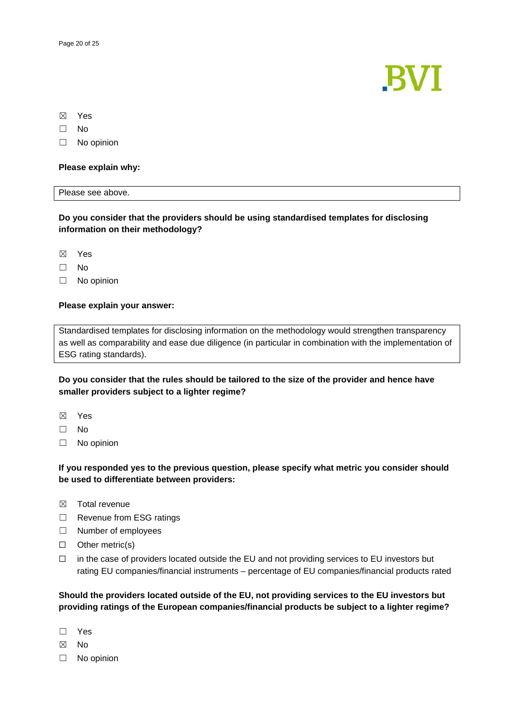☒ Yes

☐ No

☐ No opinion

**Please explain why:**

Please see above.

**Do you consider that the providers should be using standardised templates for disclosing information on their methodology?**

☒ Yes

☐ No

☐ No opinion

**Please explain your answer:**

Standardised templates for disclosing information on the methodology would strengthen transparency as well as comparability and ease due diligence (in particular in combination with the implementation of ESG rating standards).

**Do you consider that the rules should be tailored to the size of the provider and hence have smaller providers subject to a lighter regime?**

☒ Yes

☐ No

☐ No opinion

**If you responded yes to the previous question, please specify what metric you consider should be used to differentiate between providers:**

☒ Total revenue

☐ Revenue from ESG ratings

☐ Number of employees

☐ Other metric(s)

☐ in the case of providers located outside the EU and not providing services to EU investors but rating EU companies/financial instruments – percentage of EU companies/financial products rated

**Should the providers located outside of the EU, not providing services to the EU investors but providing ratings of the European companies/financial products be subject to a lighter regime?**

☐ Yes

☒ No

☐ No opinion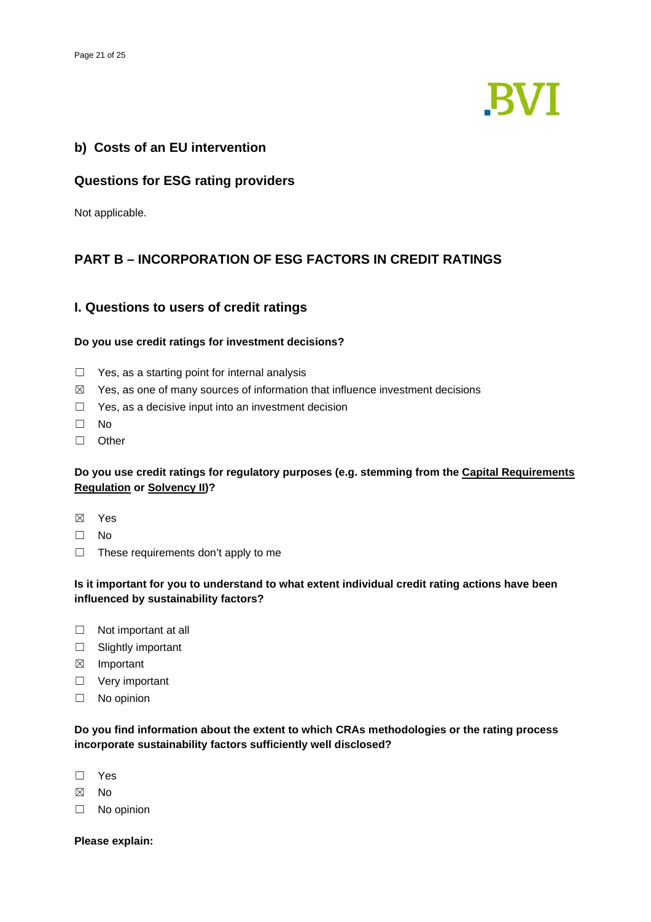## b) Costs of an EU intervention

## Questions for ESG rating providers

Not applicable.

## PART B – INCORPORATION OF ESG FACTORS IN CREDIT RATINGS

## I. Questions to users of credit ratings

**Do you use credit ratings for investment decisions?**

☐ Yes, as a starting point for internal analysis

☒ Yes, as one of many sources of information that influence investment decisions

☐ Yes, as a decisive input into an investment decision

☐ No

☐ Other

**Do you use credit ratings for regulatory purposes (e.g. stemming from the Capital Requirements Regulation or Solvency II)?**

☒ Yes

☐ No

☐ These requirements don't apply to me

**Is it important for you to understand to what extent individual credit rating actions have been influenced by sustainability factors?**

☐ Not important at all

☐ Slightly important

☒ Important

☐ Very important

☐ No opinion

**Do you find information about the extent to which CRAs methodologies or the rating process incorporate sustainability factors sufficiently well disclosed?**

☐ Yes

☒ No

☐ No opinion

**Please explain:**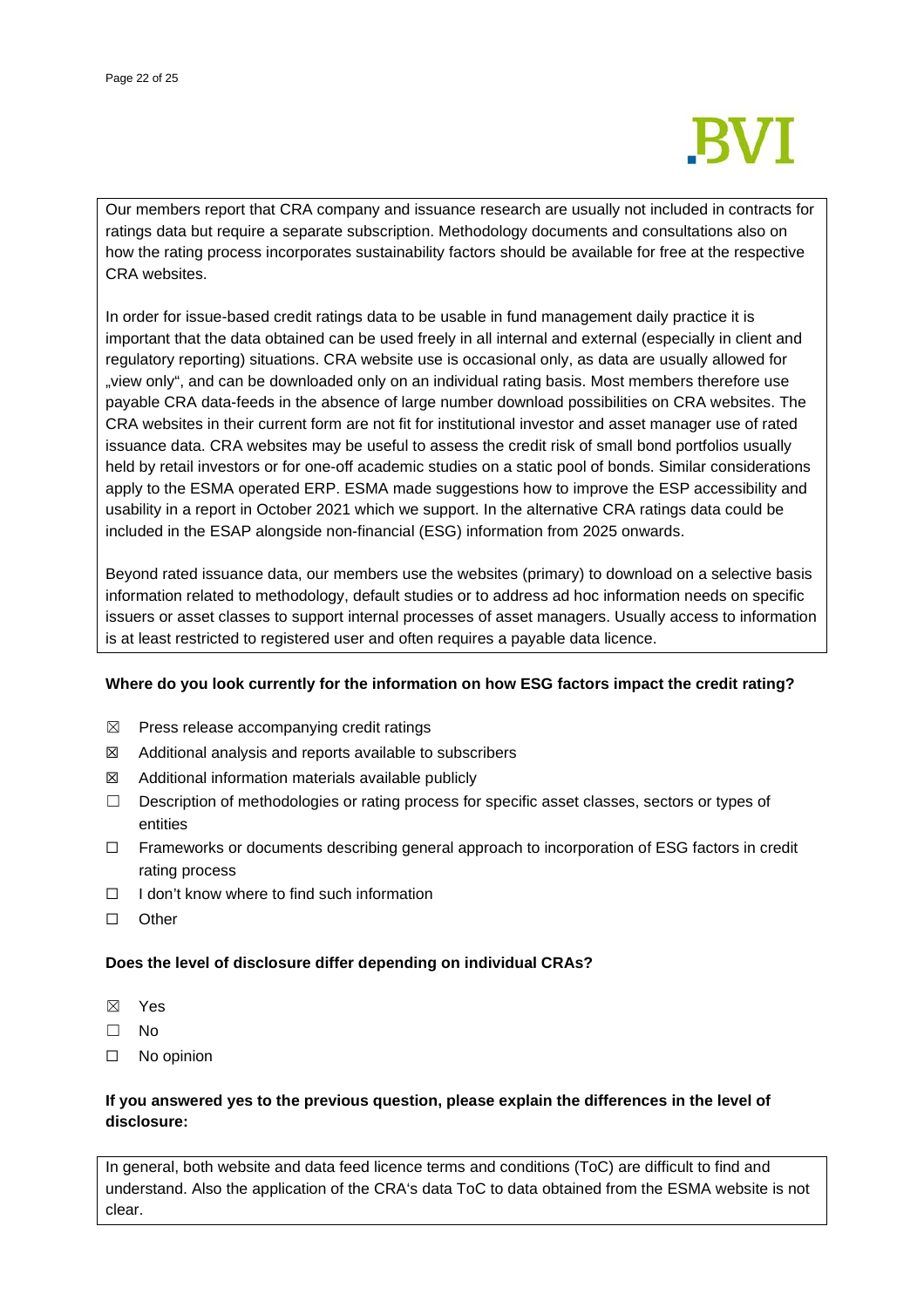Our members report that CRA company and issuance research are usually not included in contracts for ratings data but require a separate subscription. Methodology documents and consultations also on how the rating process incorporates sustainability factors should be available for free at the respective CRA websites.

In order for issue-based credit ratings data to be usable in fund management daily practice it is important that the data obtained can be used freely in all internal and external (especially in client and regulatory reporting) situations. CRA website use is occasional only, as data are usually allowed for „view only", and can be downloaded only on an individual rating basis. Most members therefore use payable CRA data-feeds in the absence of large number download possibilities on CRA websites. The CRA websites in their current form are not fit for institutional investor and asset manager use of rated issuance data. CRA websites may be useful to assess the credit risk of small bond portfolios usually held by retail investors or for one-off academic studies on a static pool of bonds. Similar considerations apply to the ESMA operated ERP. ESMA made suggestions how to improve the ESP accessibility and usability in a report in October 2021 which we support. In the alternative CRA ratings data could be included in the ESAP alongside non-financial (ESG) information from 2025 onwards.

Beyond rated issuance data, our members use the websites (primary) to download on a selective basis information related to methodology, default studies or to address ad hoc information needs on specific issuers or asset classes to support internal processes of asset managers. Usually access to information is at least restricted to registered user and often requires a payable data licence.

**Where do you look currently for the information on how ESG factors impact the credit rating?**

- ☒ Press release accompanying credit ratings
- ☒ Additional analysis and reports available to subscribers
- ☒ Additional information materials available publicly
- ☐ Description of methodologies or rating process for specific asset classes, sectors or types of entities
- ☐ Frameworks or documents describing general approach to incorporation of ESG factors in credit rating process
- ☐ I don't know where to find such information
- ☐ Other

**Does the level of disclosure differ depending on individual CRAs?**

- ☒ Yes
- ☐ No
- ☐ No opinion

**If you answered yes to the previous question, please explain the differences in the level of disclosure:**

In general, both website and data feed licence terms and conditions (ToC) are difficult to find and understand. Also the application of the CRA's data ToC to data obtained from the ESMA website is not clear.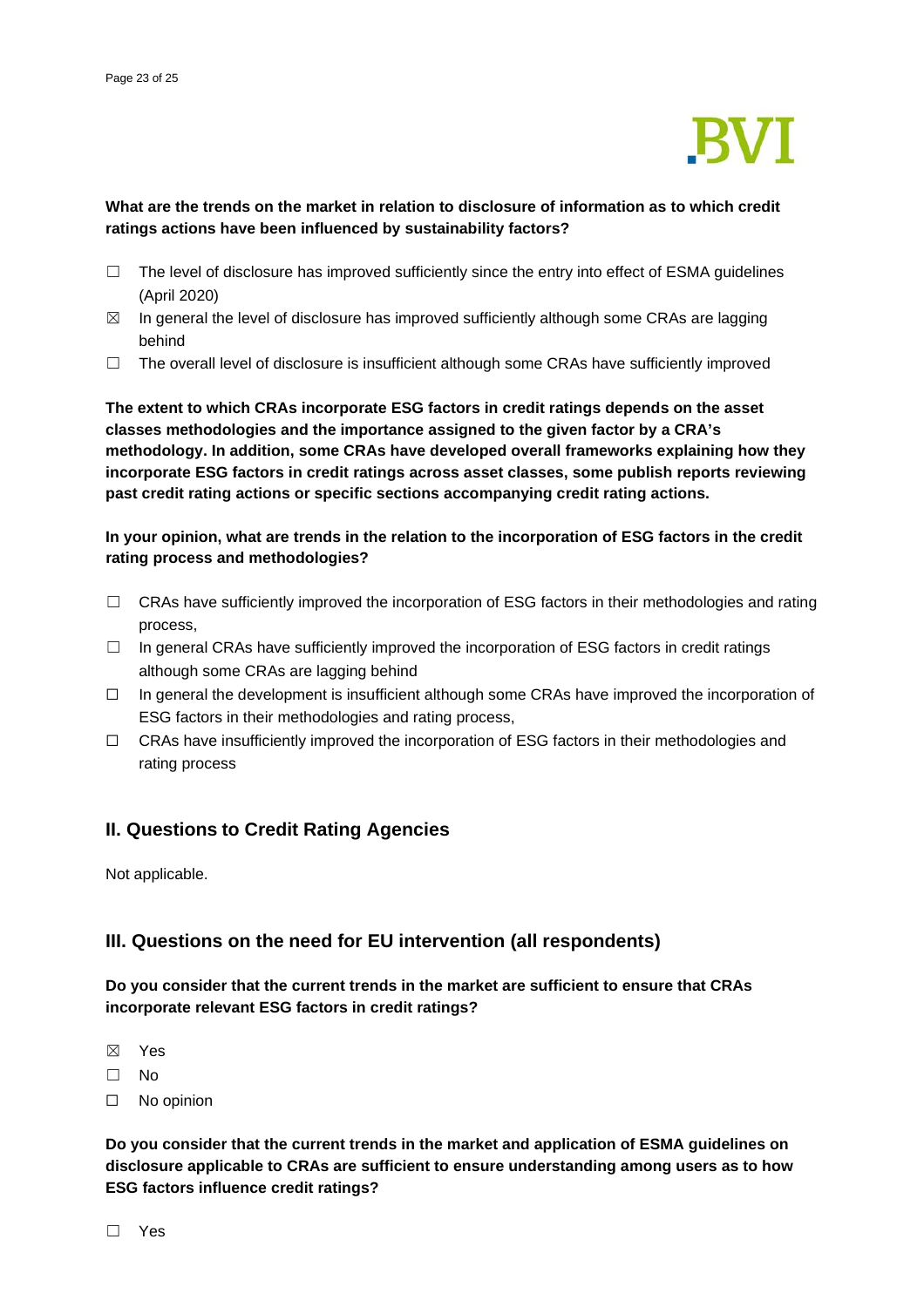**What are the trends on the market in relation to disclosure of information as to which credit ratings actions have been influenced by sustainability factors?**

- ☐ The level of disclosure has improved sufficiently since the entry into effect of ESMA guidelines (April 2020)
- ☒ In general the level of disclosure has improved sufficiently although some CRAs are lagging behind
- ☐ The overall level of disclosure is insufficient although some CRAs have sufficiently improved

**The extent to which CRAs incorporate ESG factors in credit ratings depends on the asset classes methodologies and the importance assigned to the given factor by a CRA's methodology. In addition, some CRAs have developed overall frameworks explaining how they incorporate ESG factors in credit ratings across asset classes, some publish reports reviewing past credit rating actions or specific sections accompanying credit rating actions.**

**In your opinion, what are trends in the relation to the incorporation of ESG factors in the credit rating process and methodologies?**

- ☐ CRAs have sufficiently improved the incorporation of ESG factors in their methodologies and rating process,
- ☐ In general CRAs have sufficiently improved the incorporation of ESG factors in credit ratings although some CRAs are lagging behind
- ☐ In general the development is insufficient although some CRAs have improved the incorporation of ESG factors in their methodologies and rating process,
- ☐ CRAs have insufficiently improved the incorporation of ESG factors in their methodologies and rating process

## II. Questions to Credit Rating Agencies

Not applicable.

## III. Questions on the need for EU intervention (all respondents)

**Do you consider that the current trends in the market are sufficient to ensure that CRAs incorporate relevant ESG factors in credit ratings?**

- ☒ Yes
- ☐ No
- ☐ No opinion

**Do you consider that the current trends in the market and application of ESMA guidelines on disclosure applicable to CRAs are sufficient to ensure understanding among users as to how ESG factors influence credit ratings?**

- ☐ Yes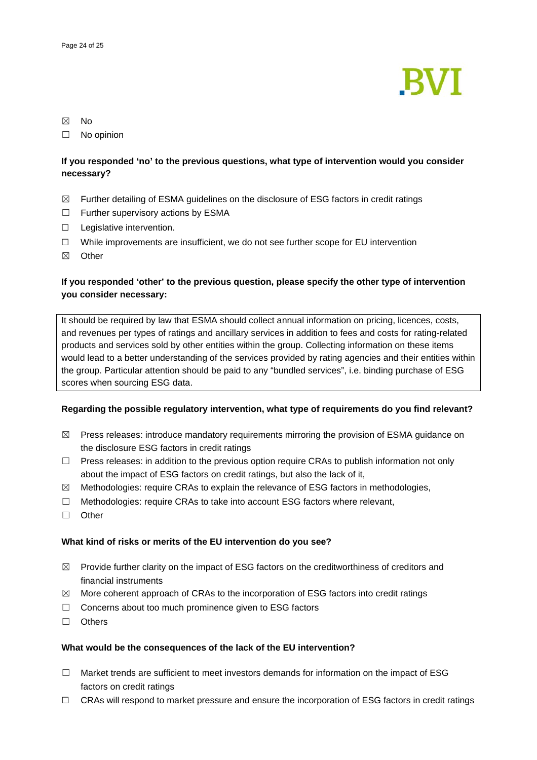☒ No

☐ No opinion

**If you responded 'no' to the previous questions, what type of intervention would you consider necessary?**

☒ Further detailing of ESMA guidelines on the disclosure of ESG factors in credit ratings

☐ Further supervisory actions by ESMA

☐ Legislative intervention.

☐ While improvements are insufficient, we do not see further scope for EU intervention

☒ Other

**If you responded 'other' to the previous question, please specify the other type of intervention you consider necessary:**

It should be required by law that ESMA should collect annual information on pricing, licences, costs, and revenues per types of ratings and ancillary services in addition to fees and costs for rating-related products and services sold by other entities within the group. Collecting information on these items would lead to a better understanding of the services provided by rating agencies and their entities within the group. Particular attention should be paid to any "bundled services", i.e. binding purchase of ESG scores when sourcing ESG data.

**Regarding the possible regulatory intervention, what type of requirements do you find relevant?**

☒ Press releases: introduce mandatory requirements mirroring the provision of ESMA guidance on the disclosure ESG factors in credit ratings

☐ Press releases: in addition to the previous option require CRAs to publish information not only about the impact of ESG factors on credit ratings, but also the lack of it,

☒ Methodologies: require CRAs to explain the relevance of ESG factors in methodologies,

☐ Methodologies: require CRAs to take into account ESG factors where relevant,

☐ Other

**What kind of risks or merits of the EU intervention do you see?**

☒ Provide further clarity on the impact of ESG factors on the creditworthiness of creditors and financial instruments

☒ More coherent approach of CRAs to the incorporation of ESG factors into credit ratings

☐ Concerns about too much prominence given to ESG factors

☐ Others

**What would be the consequences of the lack of the EU intervention?**

☐ Market trends are sufficient to meet investors demands for information on the impact of ESG factors on credit ratings

☐ CRAs will respond to market pressure and ensure the incorporation of ESG factors in credit ratings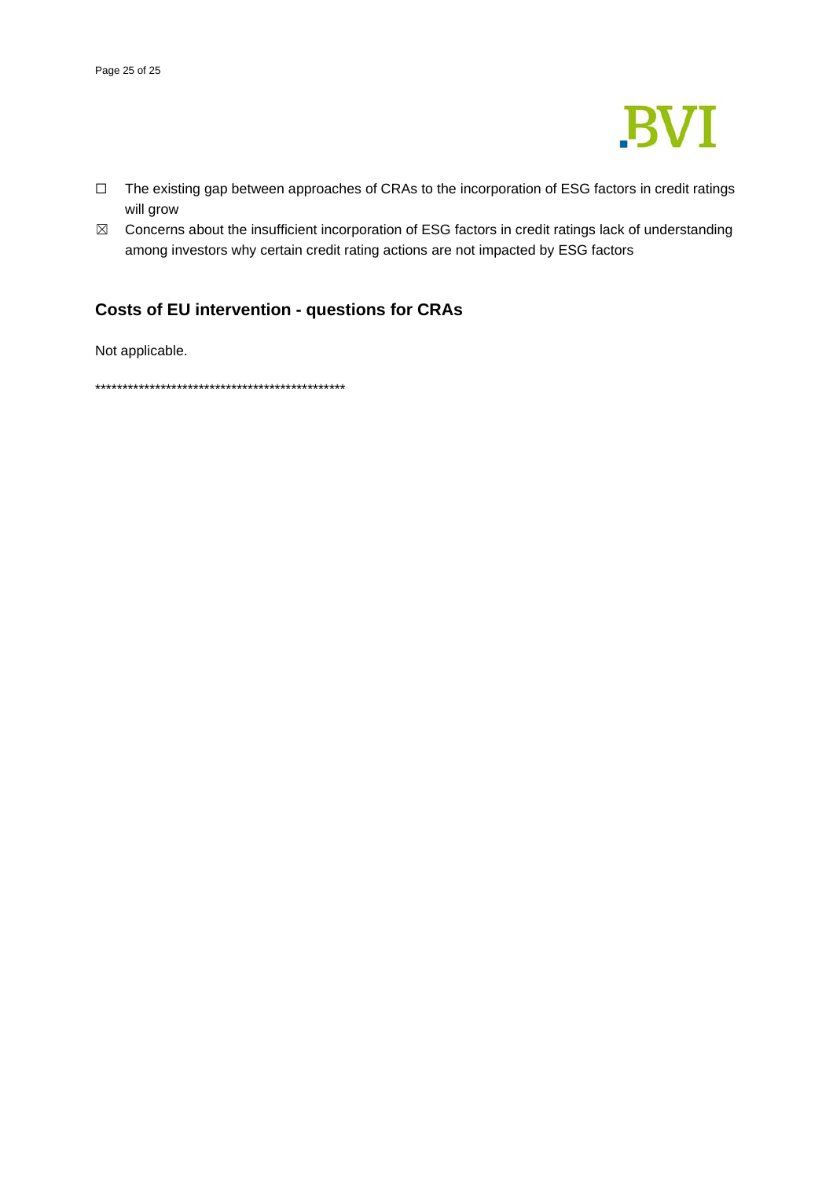☐ The existing gap between approaches of CRAs to the incorporation of ESG factors in credit ratings will grow

☒ Concerns about the insufficient incorporation of ESG factors in credit ratings lack of understanding among investors why certain credit rating actions are not impacted by ESG factors

## Costs of EU intervention - questions for CRAs

Not applicable.

***********************************************